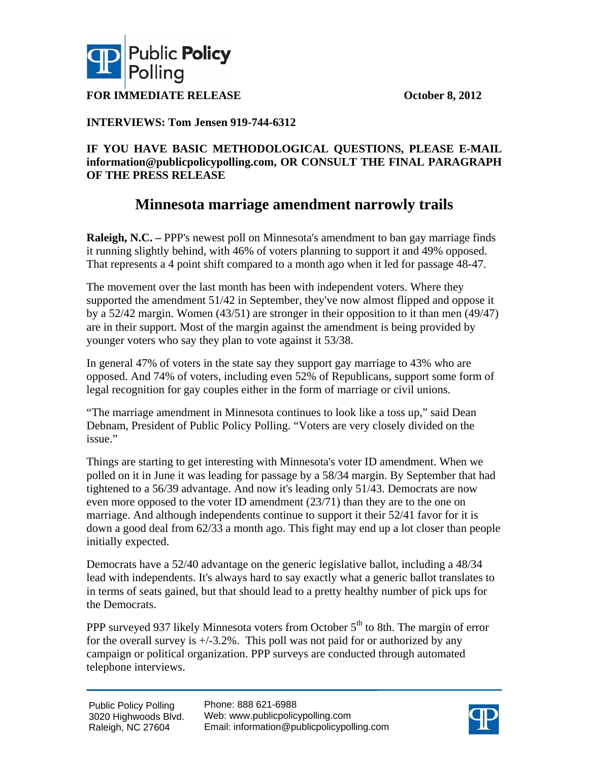Public Policy Polling

**FOR IMMEDIATE RELEASE** **October 8, 2012**

**INTERVIEWS: Tom Jensen 919-744-6312**

**IF YOU HAVE BASIC METHODOLOGICAL QUESTIONS, PLEASE E-MAIL information@publicpolicypolling.com, OR CONSULT THE FINAL PARAGRAPH OF THE PRESS RELEASE**

# Minnesota marriage amendment narrowly trails

**Raleigh, N.C. –** PPP's newest poll on Minnesota's amendment to ban gay marriage finds it running slightly behind, with 46% of voters planning to support it and 49% opposed. That represents a 4 point shift compared to a month ago when it led for passage 48-47.

The movement over the last month has been with independent voters. Where they supported the amendment 51/42 in September, they've now almost flipped and oppose it by a 52/42 margin. Women (43/51) are stronger in their opposition to it than men (49/47) are in their support. Most of the margin against the amendment is being provided by younger voters who say they plan to vote against it 53/38.

In general 47% of voters in the state say they support gay marriage to 43% who are opposed. And 74% of voters, including even 52% of Republicans, support some form of legal recognition for gay couples either in the form of marriage or civil unions.

"The marriage amendment in Minnesota continues to look like a toss up," said Dean Debnam, President of Public Policy Polling. "Voters are very closely divided on the issue."

Things are starting to get interesting with Minnesota's voter ID amendment. When we polled on it in June it was leading for passage by a 58/34 margin. By September that had tightened to a 56/39 advantage. And now it's leading only 51/43. Democrats are now even more opposed to the voter ID amendment (23/71) than they are to the one on marriage. And although independents continue to support it their 52/41 favor for it is down a good deal from 62/33 a month ago. This fight may end up a lot closer than people initially expected.

Democrats have a 52/40 advantage on the generic legislative ballot, including a 48/34 lead with independents. It's always hard to say exactly what a generic ballot translates to in terms of seats gained, but that should lead to a pretty healthy number of pick ups for the Democrats.

PPP surveyed 937 likely Minnesota voters from October 5th to 8th. The margin of error for the overall survey is +/-3.2%. This poll was not paid for or authorized by any campaign or political organization. PPP surveys are conducted through automated telephone interviews.

Public Policy Polling
3020 Highwoods Blvd.
Raleigh, NC 27604

Phone: 888 621-6988
Web: www.publicpolicypolling.com
Email: information@publicpolicypolling.com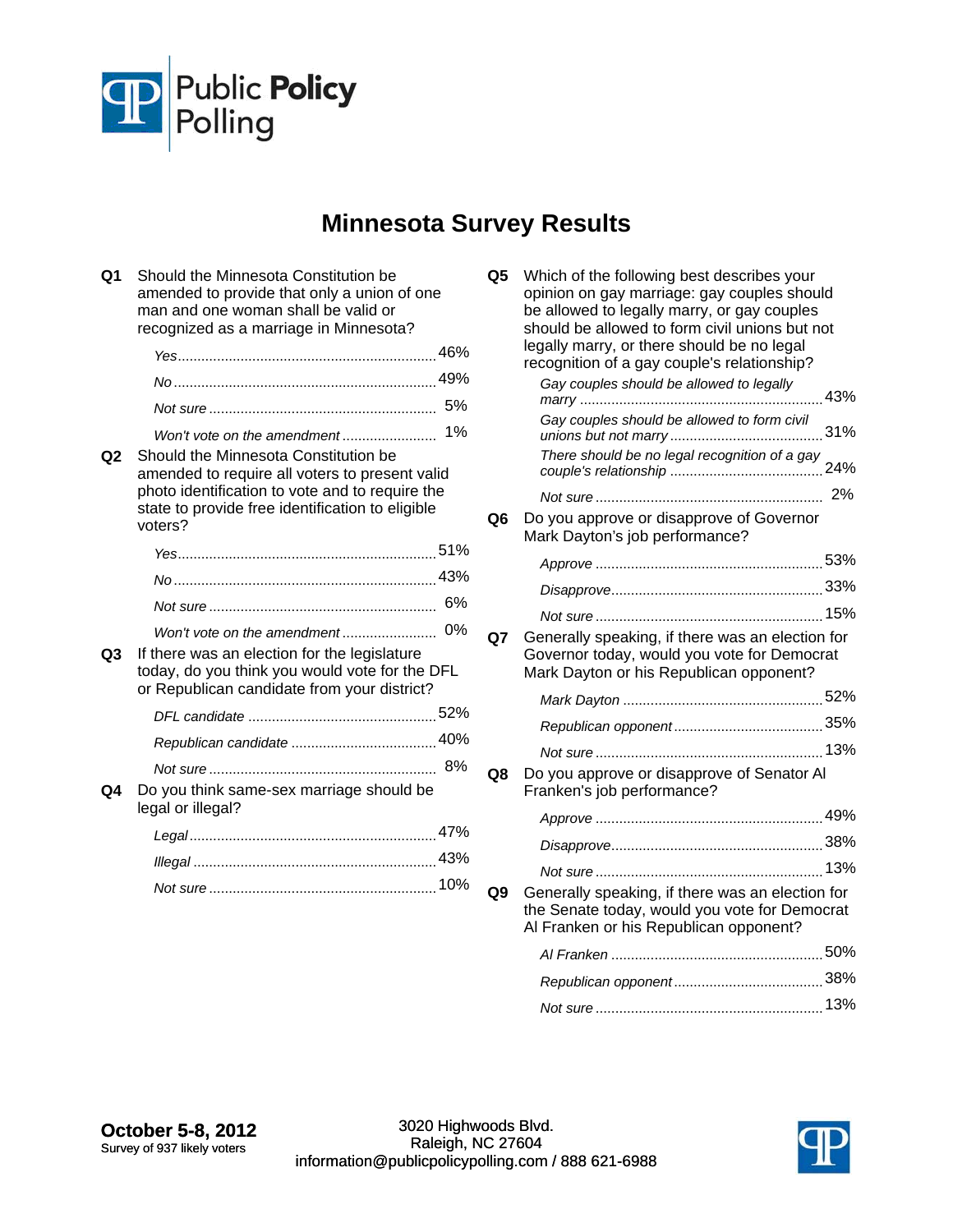# Minnesota Survey Results

**Q1** Should the Minnesota Constitution be amended to provide that only a union of one man and one woman shall be valid or recognized as a marriage in Minnesota?

| | |
|---|---|
| *Yes* | 46% |
| *No* | 49% |
| *Not sure* | 5% |
| *Won't vote on the amendment* | 1% |

**Q2** Should the Minnesota Constitution be amended to require all voters to present valid photo identification to vote and to require the state to provide free identification to eligible voters?

| | |
|---|---|
| *Yes* | 51% |
| *No* | 43% |
| *Not sure* | 6% |
| *Won't vote on the amendment* | 0% |

**Q3** If there was an election for the legislature today, do you think you would vote for the DFL or Republican candidate from your district?

| | |
|---|---|
| *DFL candidate* | 52% |
| *Republican candidate* | 40% |
| *Not sure* | 8% |

**Q4** Do you think same-sex marriage should be legal or illegal?

| | |
|---|---|
| *Legal* | 47% |
| *Illegal* | 43% |
| *Not sure* | 10% |

**Q5** Which of the following best describes your opinion on gay marriage: gay couples should be allowed to legally marry, or gay couples should be allowed to form civil unions but not legally marry, or there should be no legal recognition of a gay couple's relationship?

| | |
|---|---|
| *Gay couples should be allowed to legally marry* | 43% |
| *Gay couples should be allowed to form civil unions but not marry* | 31% |
| *There should be no legal recognition of a gay couple's relationship* | 24% |
| *Not sure* | 2% |

**Q6** Do you approve or disapprove of Governor Mark Dayton's job performance?

| | |
|---|---|
| *Approve* | 53% |
| *Disapprove* | 33% |
| *Not sure* | 15% |

**Q7** Generally speaking, if there was an election for Governor today, would you vote for Democrat Mark Dayton or his Republican opponent?

| | |
|---|---|
| *Mark Dayton* | 52% |
| *Republican opponent* | 35% |
| *Not sure* | 13% |

**Q8** Do you approve or disapprove of Senator Al Franken's job performance?

| | |
|---|---|
| *Approve* | 49% |
| *Disapprove* | 38% |
| *Not sure* | 13% |

**Q9** Generally speaking, if there was an election for the Senate today, would you vote for Democrat Al Franken or his Republican opponent?

| | |
|---|---|
| *Al Franken* | 50% |
| *Republican opponent* | 38% |
| *Not sure* | 13% |

**October 5-8, 2012**
Survey of 937 likely voters

3020 Highwoods Blvd.
Raleigh, NC 27604
information@publicpolicypolling.com / 888 621-6988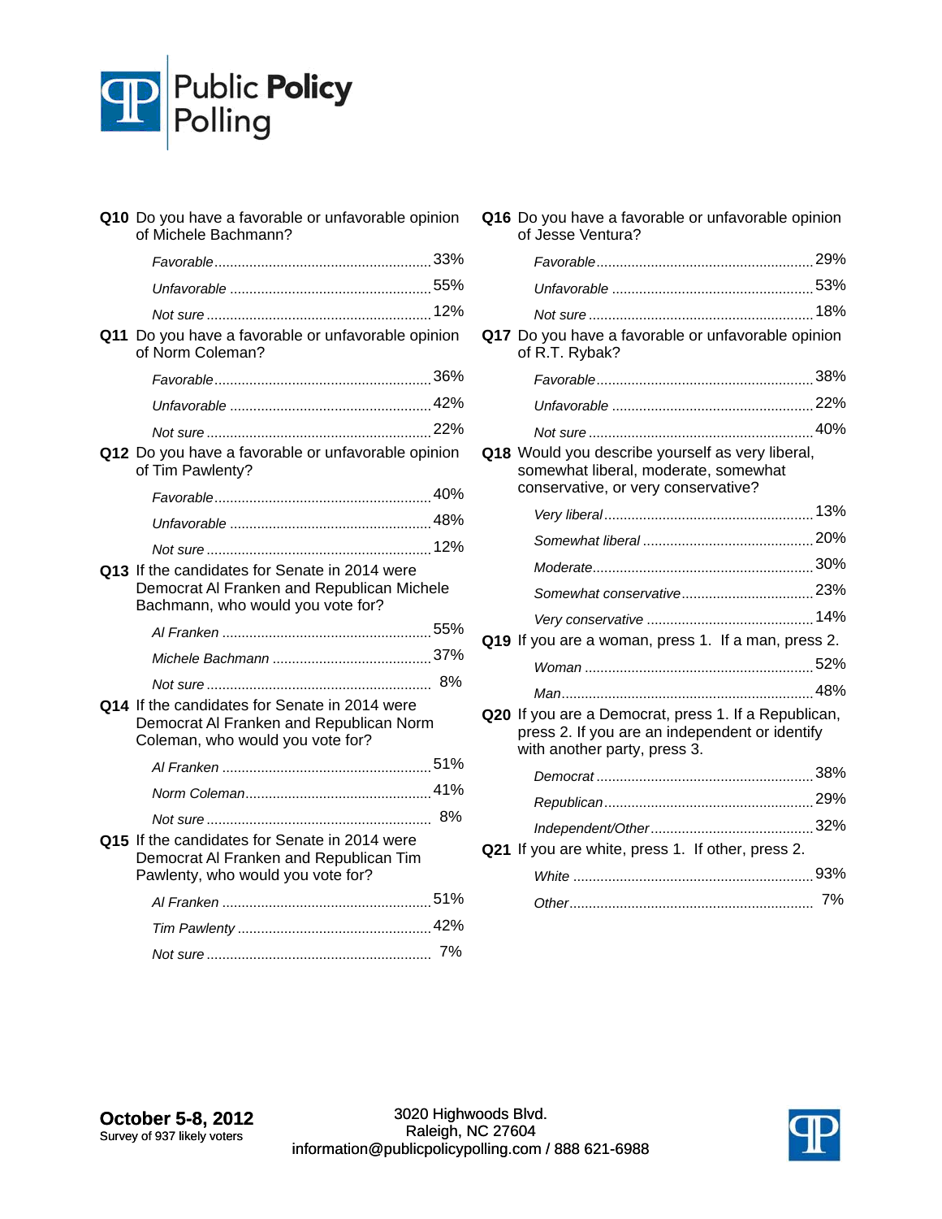**Q10** Do you have a favorable or unfavorable opinion of Michele Bachmann?

| | |
|---|---|
| *Favorable* | 33% |
| *Unfavorable* | 55% |
| *Not sure* | 12% |

**Q11** Do you have a favorable or unfavorable opinion of Norm Coleman?

| | |
|---|---|
| *Favorable* | 36% |
| *Unfavorable* | 42% |
| *Not sure* | 22% |

**Q12** Do you have a favorable or unfavorable opinion of Tim Pawlenty?

| | |
|---|---|
| *Favorable* | 40% |
| *Unfavorable* | 48% |
| *Not sure* | 12% |

**Q13** If the candidates for Senate in 2014 were Democrat Al Franken and Republican Michele Bachmann, who would you vote for?

| | |
|---|---|
| *Al Franken* | 55% |
| *Michele Bachmann* | 37% |
| *Not sure* | 8% |

**Q14** If the candidates for Senate in 2014 were Democrat Al Franken and Republican Norm Coleman, who would you vote for?

| | |
|---|---|
| *Al Franken* | 51% |
| *Norm Coleman* | 41% |
| *Not sure* | 8% |

**Q15** If the candidates for Senate in 2014 were Democrat Al Franken and Republican Tim Pawlenty, who would you vote for?

| | |
|---|---|
| *Al Franken* | 51% |
| *Tim Pawlenty* | 42% |
| *Not sure* | 7% |

**Q16** Do you have a favorable or unfavorable opinion of Jesse Ventura?

| | |
|---|---|
| *Favorable* | 29% |
| *Unfavorable* | 53% |
| *Not sure* | 18% |

**Q17** Do you have a favorable or unfavorable opinion of R.T. Rybak?

| | |
|---|---|
| *Favorable* | 38% |
| *Unfavorable* | 22% |
| *Not sure* | 40% |

**Q18** Would you describe yourself as very liberal, somewhat liberal, moderate, somewhat conservative, or very conservative?

| | |
|---|---|
| *Very liberal* | 13% |
| *Somewhat liberal* | 20% |
| *Moderate* | 30% |
| *Somewhat conservative* | 23% |
| *Very conservative* | 14% |

**Q19** If you are a woman, press 1. If a man, press 2.

| | |
|---|---|
| *Woman* | 52% |
| *Man* | 48% |

**Q20** If you are a Democrat, press 1. If a Republican, press 2. If you are an independent or identify with another party, press 3.

| | |
|---|---|
| *Democrat* | 38% |
| *Republican* | 29% |
| *Independent/Other* | 32% |

**Q21** If you are white, press 1. If other, press 2.

| | |
|---|---|
| *White* | 93% |
| *Other* | 7% |

**October 5-8, 2012**
Survey of 937 likely voters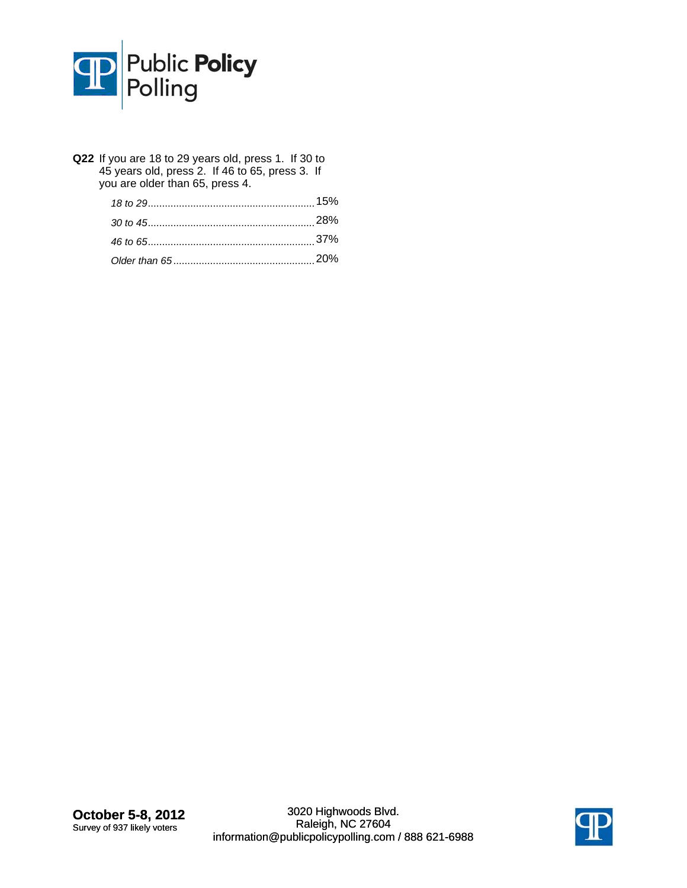**Q22** If you are 18 to 29 years old, press 1. If 30 to 45 years old, press 2. If 46 to 65, press 3. If you are older than 65, press 4.

| | |
|---|---|
| *18 to 29* | 15% |
| *30 to 45* | 28% |
| *46 to 65* | 37% |
| *Older than 65* | 20% |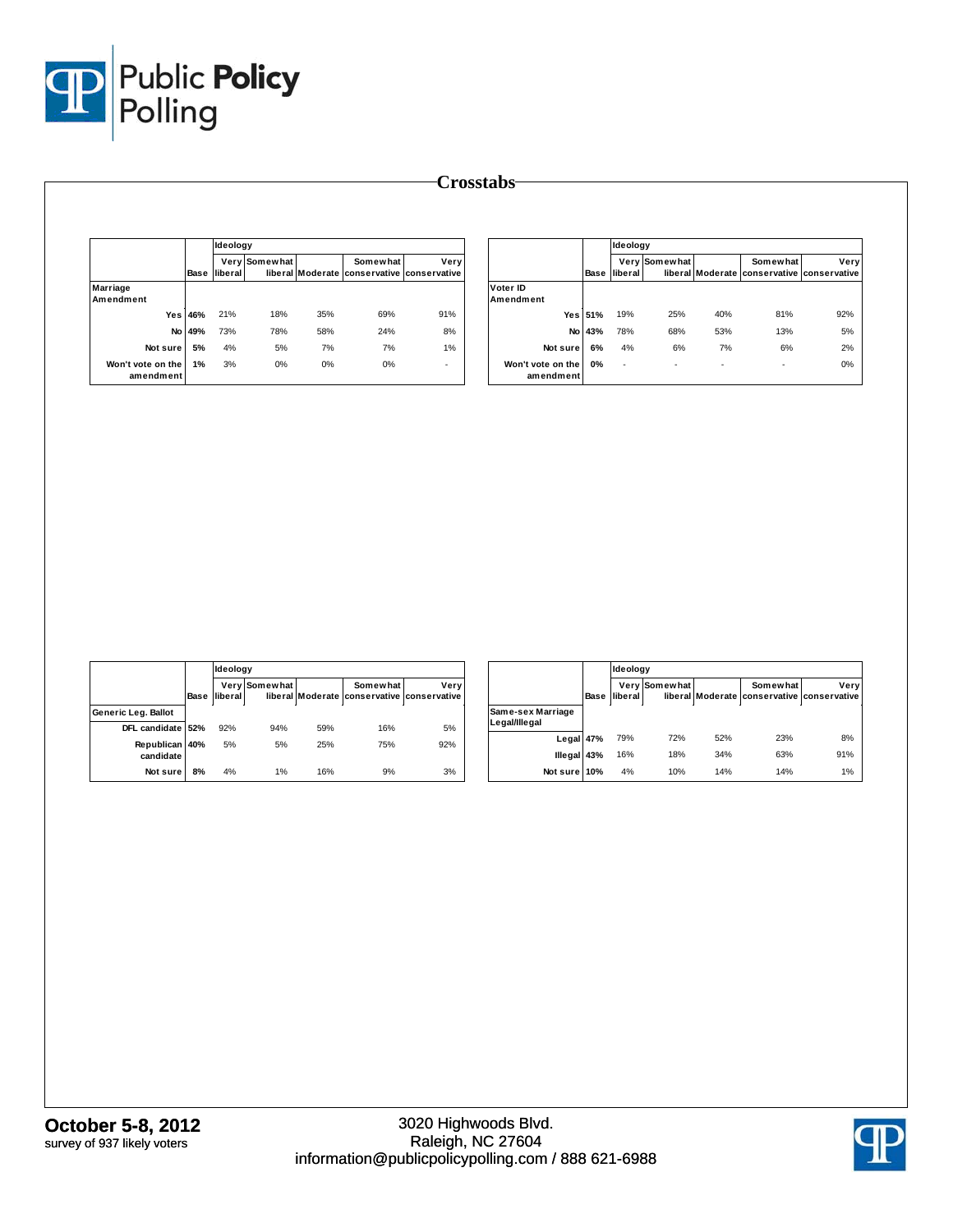# Crosstabs

| | Base | Ideology Very liberal | Somewhat liberal | Moderate | Somewhat conservative | Very conservative |
|---|---|---|---|---|---|---|
| **Marriage Amendment** | | | | | | |
| Yes | 46% | 21% | 18% | 35% | 69% | 91% |
| No | 49% | 73% | 78% | 58% | 24% | 8% |
| Not sure | 5% | 4% | 5% | 7% | 7% | 1% |
| Won't vote on the amendment | 1% | 3% | 0% | 0% | 0% | - |

| | Base | Ideology Very liberal | Somewhat liberal | Moderate | Somewhat conservative | Very conservative |
|---|---|---|---|---|---|---|
| **Voter ID Amendment** | | | | | | |
| Yes | 51% | 19% | 25% | 40% | 81% | 92% |
| No | 43% | 78% | 68% | 53% | 13% | 5% |
| Not sure | 6% | 4% | 6% | 7% | 6% | 2% |
| Won't vote on the amendment | 0% | - | - | - | - | 0% |

| | Base | Ideology Very liberal | Somewhat liberal | Moderate | Somewhat conservative | Very conservative |
|---|---|---|---|---|---|---|
| **Generic Leg. Ballot** | | | | | | |
| DFL candidate | 52% | 92% | 94% | 59% | 16% | 5% |
| Republican candidate | 40% | 5% | 5% | 25% | 75% | 92% |
| Not sure | 8% | 4% | 1% | 16% | 9% | 3% |

| | Base | Ideology Very liberal | Somewhat liberal | Moderate | Somewhat conservative | Very conservative |
|---|---|---|---|---|---|---|
| **Same-sex Marriage Legal/Illegal** | | | | | | |
| Legal | 47% | 79% | 72% | 52% | 23% | 8% |
| Illegal | 43% | 16% | 18% | 34% | 63% | 91% |
| Not sure | 10% | 4% | 10% | 14% | 14% | 1% |

**October 5-8, 2012**
survey of 937 likely voters

3020 Highwoods Blvd.
Raleigh, NC 27604
information@publicpolicypolling.com / 888 621-6988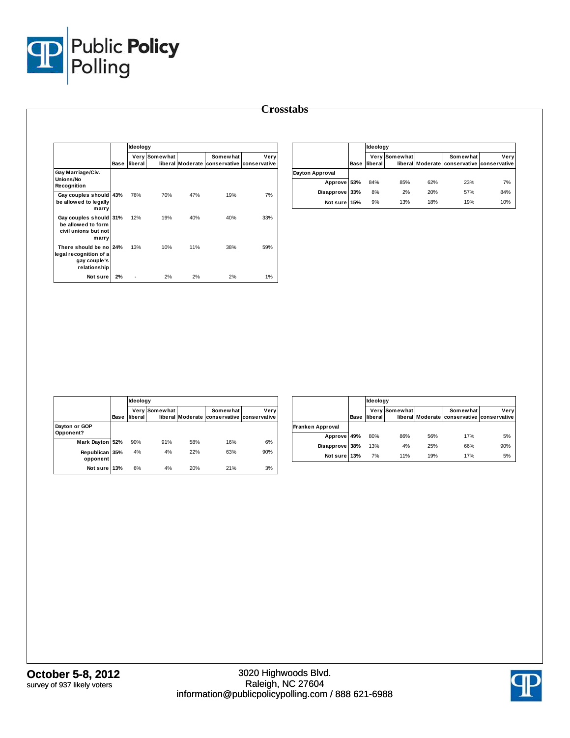# Crosstabs

| | Base | Ideology: Very liberal | Somewhat liberal | Moderate | Somewhat conservative | Very conservative |
|---|---|---|---|---|---|---|
| **Gay Marriage/Civ. Unions/No Recognition** | | | | | | |
| Gay couples should be allowed to legally marry | 43% | 76% | 70% | 47% | 19% | 7% |
| Gay couples should be allowed to form civil unions but not marry | 31% | 12% | 19% | 40% | 40% | 33% |
| There should be no legal recognition of a gay couple's relationship | 24% | 13% | 10% | 11% | 38% | 59% |
| Not sure | 2% | - | 2% | 2% | 2% | 1% |

| | Base | Ideology: Very liberal | Somewhat liberal | Moderate | Somewhat conservative | Very conservative |
|---|---|---|---|---|---|---|
| **Dayton Approval** | | | | | | |
| Approve | 53% | 84% | 85% | 62% | 23% | 7% |
| Disapprove | 33% | 8% | 2% | 20% | 57% | 84% |
| Not sure | 15% | 9% | 13% | 18% | 19% | 10% |

| | Base | Ideology: Very liberal | Somewhat liberal | Moderate | Somewhat conservative | Very conservative |
|---|---|---|---|---|---|---|
| **Dayton or GOP Opponent?** | | | | | | |
| Mark Dayton | 52% | 90% | 91% | 58% | 16% | 6% |
| Republican opponent | 35% | 4% | 4% | 22% | 63% | 90% |
| Not sure | 13% | 6% | 4% | 20% | 21% | 3% |

| | Base | Ideology: Very liberal | Somewhat liberal | Moderate | Somewhat conservative | Very conservative |
|---|---|---|---|---|---|---|
| **Franken Approval** | | | | | | |
| Approve | 49% | 80% | 86% | 56% | 17% | 5% |
| Disapprove | 38% | 13% | 4% | 25% | 66% | 90% |
| Not sure | 13% | 7% | 11% | 19% | 17% | 5% |

**October 5-8, 2012**
survey of 937 likely voters

3020 Highwoods Blvd.
Raleigh, NC 27604
information@publicpolicypolling.com / 888 621-6988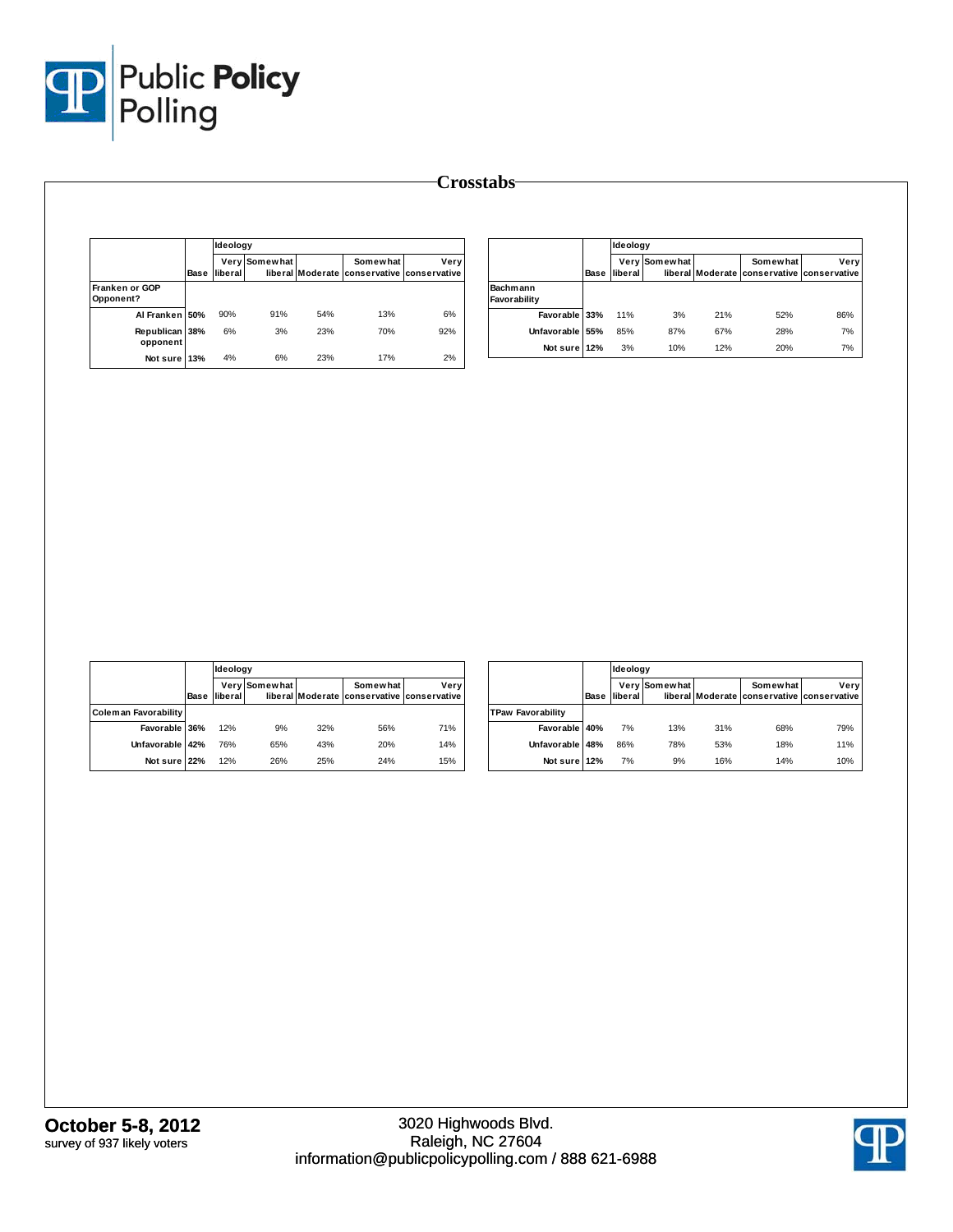## Crosstabs

| | Base | Ideology Very liberal | Somewhat liberal | Moderate | Somewhat conservative | Very conservative |
|---|---|---|---|---|---|---|
| **Franken or GOP Opponent?** | | | | | | |
| Al Franken | 50% | 90% | 91% | 54% | 13% | 6% |
| Republican opponent | 38% | 6% | 3% | 23% | 70% | 92% |
| Not sure | 13% | 4% | 6% | 23% | 17% | 2% |

| | Base | Ideology Very liberal | Somewhat liberal | Moderate | Somewhat conservative | Very conservative |
|---|---|---|---|---|---|---|
| **Bachmann Favorability** | | | | | | |
| Favorable | 33% | 11% | 3% | 21% | 52% | 86% |
| Unfavorable | 55% | 85% | 87% | 67% | 28% | 7% |
| Not sure | 12% | 3% | 10% | 12% | 20% | 7% |

| | Base | Ideology Very liberal | Somewhat liberal | Moderate | Somewhat conservative | Very conservative |
|---|---|---|---|---|---|---|
| **Coleman Favorability** | | | | | | |
| Favorable | 36% | 12% | 9% | 32% | 56% | 71% |
| Unfavorable | 42% | 76% | 65% | 43% | 20% | 14% |
| Not sure | 22% | 12% | 26% | 25% | 24% | 15% |

| | Base | Ideology Very liberal | Somewhat liberal | Moderate | Somewhat conservative | Very conservative |
|---|---|---|---|---|---|---|
| **TPaw Favorability** | | | | | | |
| Favorable | 40% | 7% | 13% | 31% | 68% | 79% |
| Unfavorable | 48% | 86% | 78% | 53% | 18% | 11% |
| Not sure | 12% | 7% | 9% | 16% | 14% | 10% |

**October 5-8, 2012**
survey of 937 likely voters

3020 Highwoods Blvd.
Raleigh, NC 27604
information@publicpolicypolling.com / 888 621-6988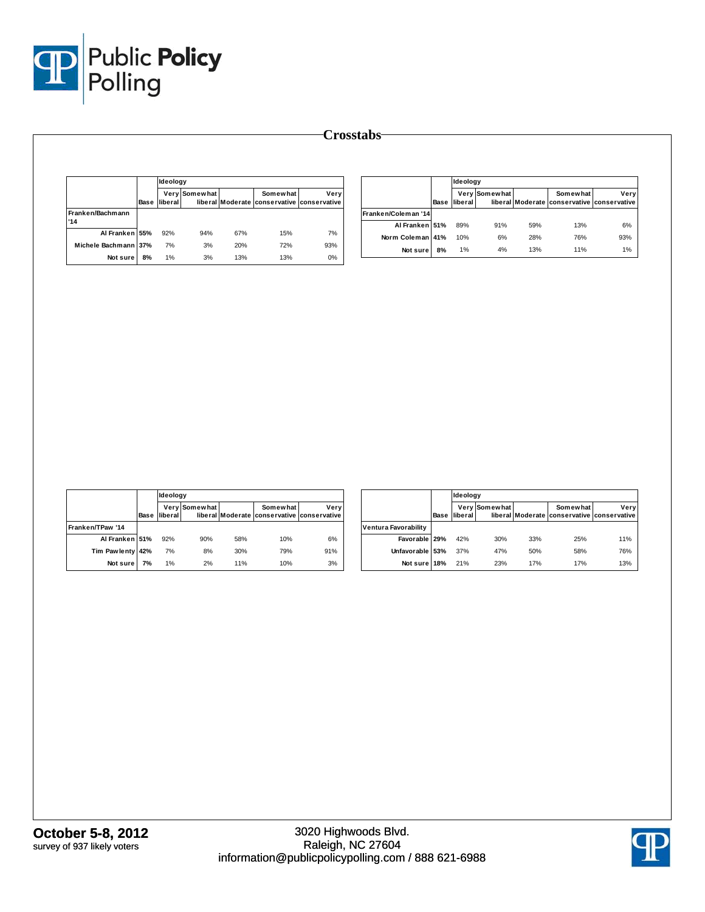# Crosstabs

| | Base | Ideology Very liberal | Somewhat liberal | Moderate | Somewhat conservative | Very conservative |
|---|---|---|---|---|---|---|
| **Franken/Bachmann '14** | | | | | | |
| Al Franken | 55% | 92% | 94% | 67% | 15% | 7% |
| Michele Bachmann | 37% | 7% | 3% | 20% | 72% | 93% |
| Not sure | 8% | 1% | 3% | 13% | 13% | 0% |

| | Base | Ideology Very liberal | Somewhat liberal | Moderate | Somewhat conservative | Very conservative |
|---|---|---|---|---|---|---|
| **Franken/Coleman '14** | | | | | | |
| Al Franken | 51% | 89% | 91% | 59% | 13% | 6% |
| Norm Coleman | 41% | 10% | 6% | 28% | 76% | 93% |
| Not sure | 8% | 1% | 4% | 13% | 11% | 1% |

| | Base | Ideology Very liberal | Somewhat liberal | Moderate | Somewhat conservative | Very conservative |
|---|---|---|---|---|---|---|
| **Franken/TPaw '14** | | | | | | |
| Al Franken | 51% | 92% | 90% | 58% | 10% | 6% |
| Tim Pawlenty | 42% | 7% | 8% | 30% | 79% | 91% |
| Not sure | 7% | 1% | 2% | 11% | 10% | 3% |

| | Base | Ideology Very liberal | Somewhat liberal | Moderate | Somewhat conservative | Very conservative |
|---|---|---|---|---|---|---|
| **Ventura Favorability** | | | | | | |
| Favorable | 29% | 42% | 30% | 33% | 25% | 11% |
| Unfavorable | 53% | 37% | 47% | 50% | 58% | 76% |
| Not sure | 18% | 21% | 23% | 17% | 17% | 13% |

**October 5-8, 2012**
survey of 937 likely voters

3020 Highwoods Blvd.
Raleigh, NC 27604
information@publicpolicypolling.com / 888 621-6988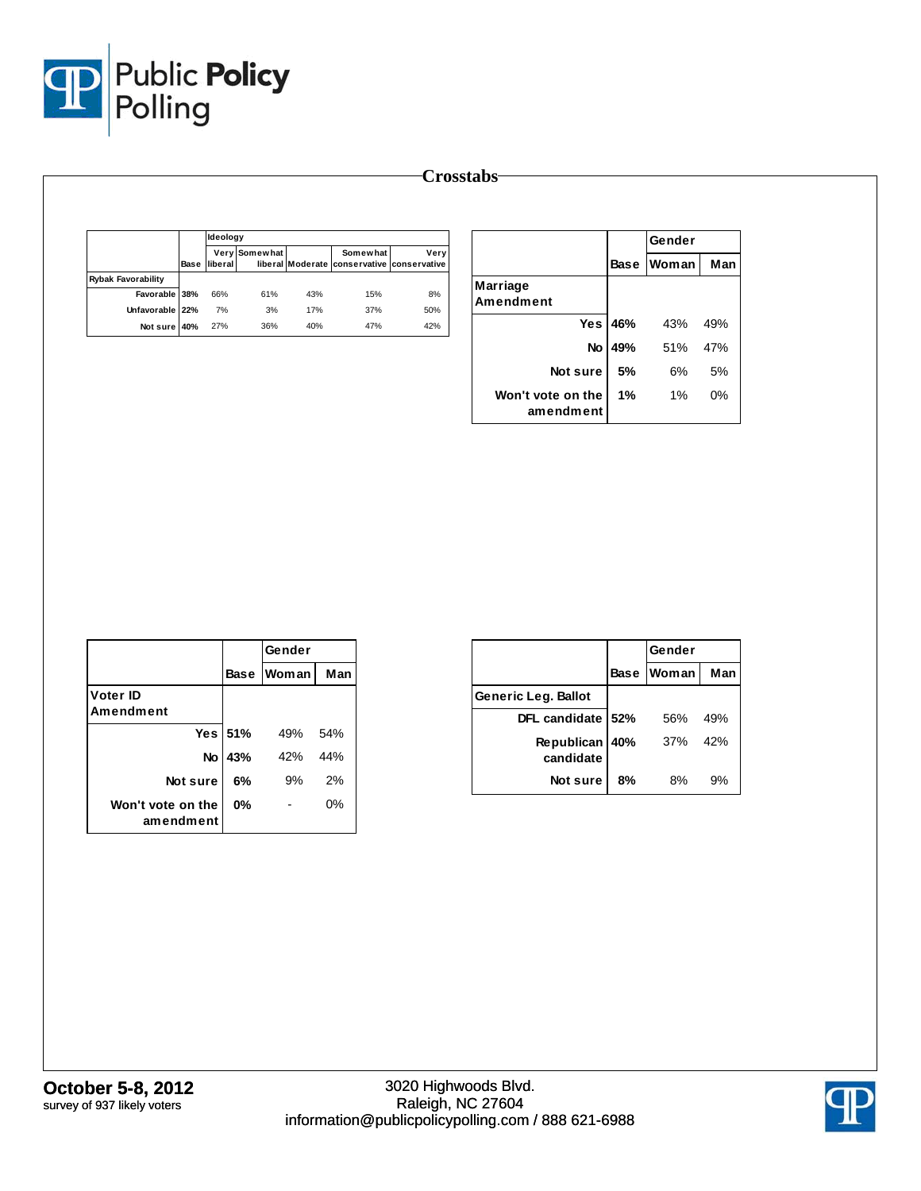## Crosstabs

| | Base | Ideology | | | | |
|---|---|---|---|---|---|---|
| | | Very liberal | Somewhat liberal | Moderate | Somewhat conservative | Very conservative |
| **Rybak Favorability** | | | | | | |
| Favorable | 38% | 66% | 61% | 43% | 15% | 8% |
| Unfavorable | 22% | 7% | 3% | 17% | 37% | 50% |
| Not sure | 40% | 27% | 36% | 40% | 47% | 42% |

| | Base | Gender | |
|---|---|---|---|
| | | Woman | Man |
| **Marriage Amendment** | | | |
| Yes | 46% | 43% | 49% |
| No | 49% | 51% | 47% |
| Not sure | 5% | 6% | 5% |
| Won't vote on the amendment | 1% | 1% | 0% |

| | Base | Gender | |
|---|---|---|---|
| | | Woman | Man |
| **Voter ID Amendment** | | | |
| Yes | 51% | 49% | 54% |
| No | 43% | 42% | 44% |
| Not sure | 6% | 9% | 2% |
| Won't vote on the amendment | 0% | - | 0% |

| | Base | Gender | |
|---|---|---|---|
| | | Woman | Man |
| **Generic Leg. Ballot** | | | |
| DFL candidate | 52% | 56% | 49% |
| Republican candidate | 40% | 37% | 42% |
| Not sure | 8% | 8% | 9% |

**October 5-8, 2012**
survey of 937 likely voters

3020 Highwoods Blvd.
Raleigh, NC 27604
information@publicpolicypolling.com / 888 621-6988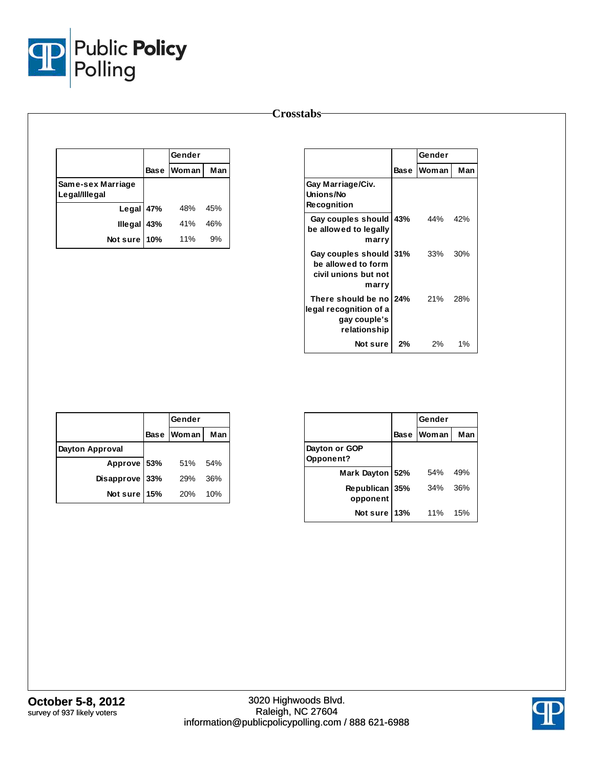## Crosstabs

| | Base | Gender | |
|---|---|---|---|
| | | Woman | Man |
| **Same-sex Marriage Legal/Illegal** | | | |
| Legal | **47%** | 48% | 45% |
| Illegal | **43%** | 41% | 46% |
| Not sure | **10%** | 11% | 9% |

| | Base | Gender | |
|---|---|---|---|
| | | Woman | Man |
| **Gay Marriage/Civ. Unions/No Recognition** | | | |
| Gay couples should be allowed to legally marry | **43%** | 44% | 42% |
| Gay couples should be allowed to form civil unions but not marry | **31%** | 33% | 30% |
| There should be no legal recognition of a gay couple's relationship | **24%** | 21% | 28% |
| Not sure | **2%** | 2% | 1% |

| | Base | Gender | |
|---|---|---|---|
| | | Woman | Man |
| **Dayton Approval** | | | |
| Approve | **53%** | 51% | 54% |
| Disapprove | **33%** | 29% | 36% |
| Not sure | **15%** | 20% | 10% |

| | Base | Gender | |
|---|---|---|---|
| | | Woman | Man |
| **Dayton or GOP Opponent?** | | | |
| Mark Dayton | **52%** | 54% | 49% |
| Republican opponent | **35%** | 34% | 36% |
| Not sure | **13%** | 11% | 15% |

**October 5-8, 2012**
survey of 937 likely voters

3020 Highwoods Blvd.
Raleigh, NC 27604
information@publicpolicypolling.com / 888 621-6988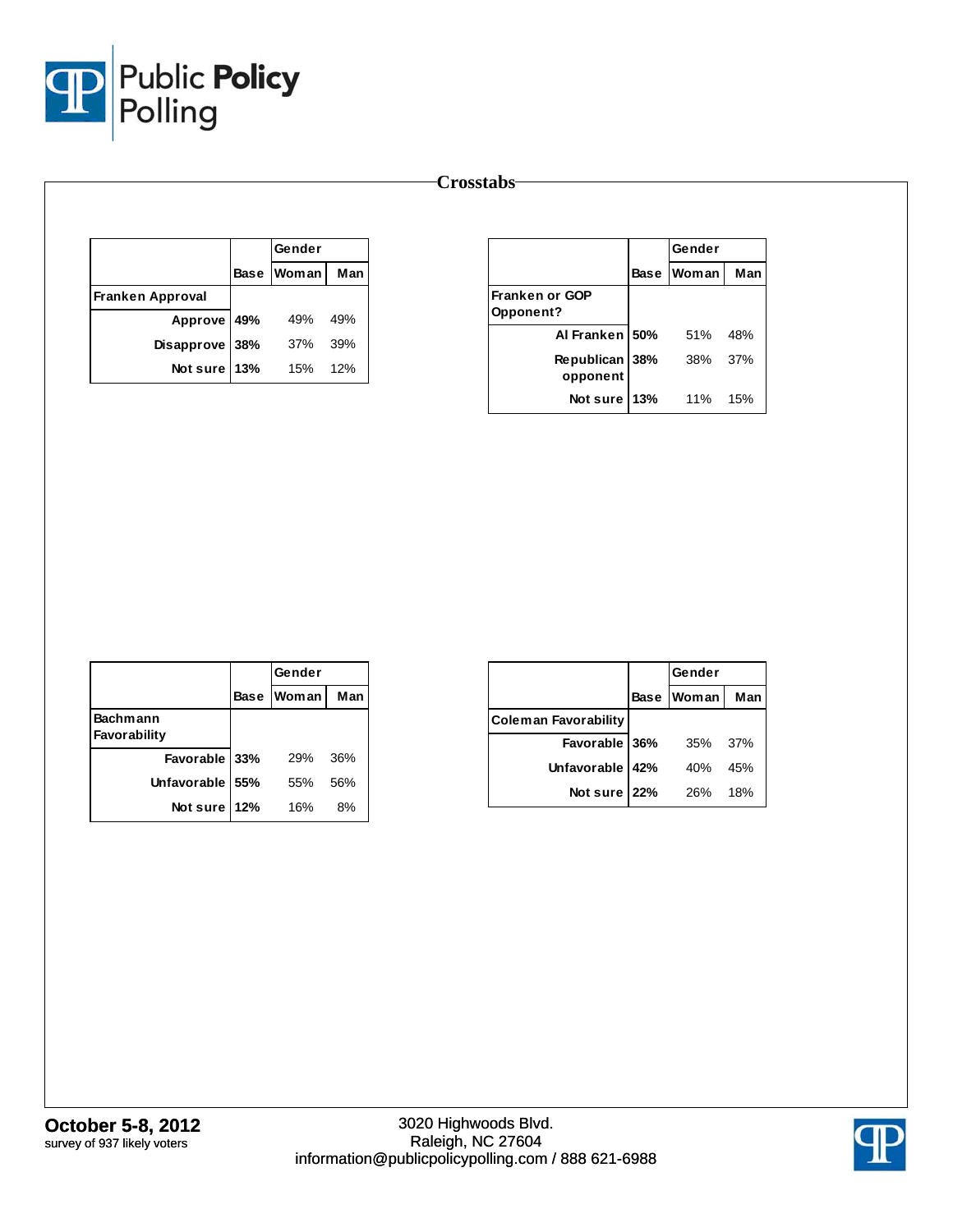Crosstabs

| | Base | Gender | |
|---|---|---|---|
| | | Woman | Man |
| **Franken Approval** | | | |
| Approve | 49% | 49% | 49% |
| Disapprove | 38% | 37% | 39% |
| Not sure | 13% | 15% | 12% |

| | Base | Gender | |
|---|---|---|---|
| | | Woman | Man |
| **Franken or GOP Opponent?** | | | |
| Al Franken | 50% | 51% | 48% |
| Republican opponent | 38% | 38% | 37% |
| Not sure | 13% | 11% | 15% |

| | Base | Gender | |
|---|---|---|---|
| | | Woman | Man |
| **Bachmann Favorability** | | | |
| Favorable | 33% | 29% | 36% |
| Unfavorable | 55% | 55% | 56% |
| Not sure | 12% | 16% | 8% |

| | Base | Gender | |
|---|---|---|---|
| | | Woman | Man |
| **Coleman Favorability** | | | |
| Favorable | 36% | 35% | 37% |
| Unfavorable | 42% | 40% | 45% |
| Not sure | 22% | 26% | 18% |

**October 5-8, 2012**
survey of 937 likely voters

3020 Highwoods Blvd.
Raleigh, NC 27604
information@publicpolicypolling.com / 888 621-6988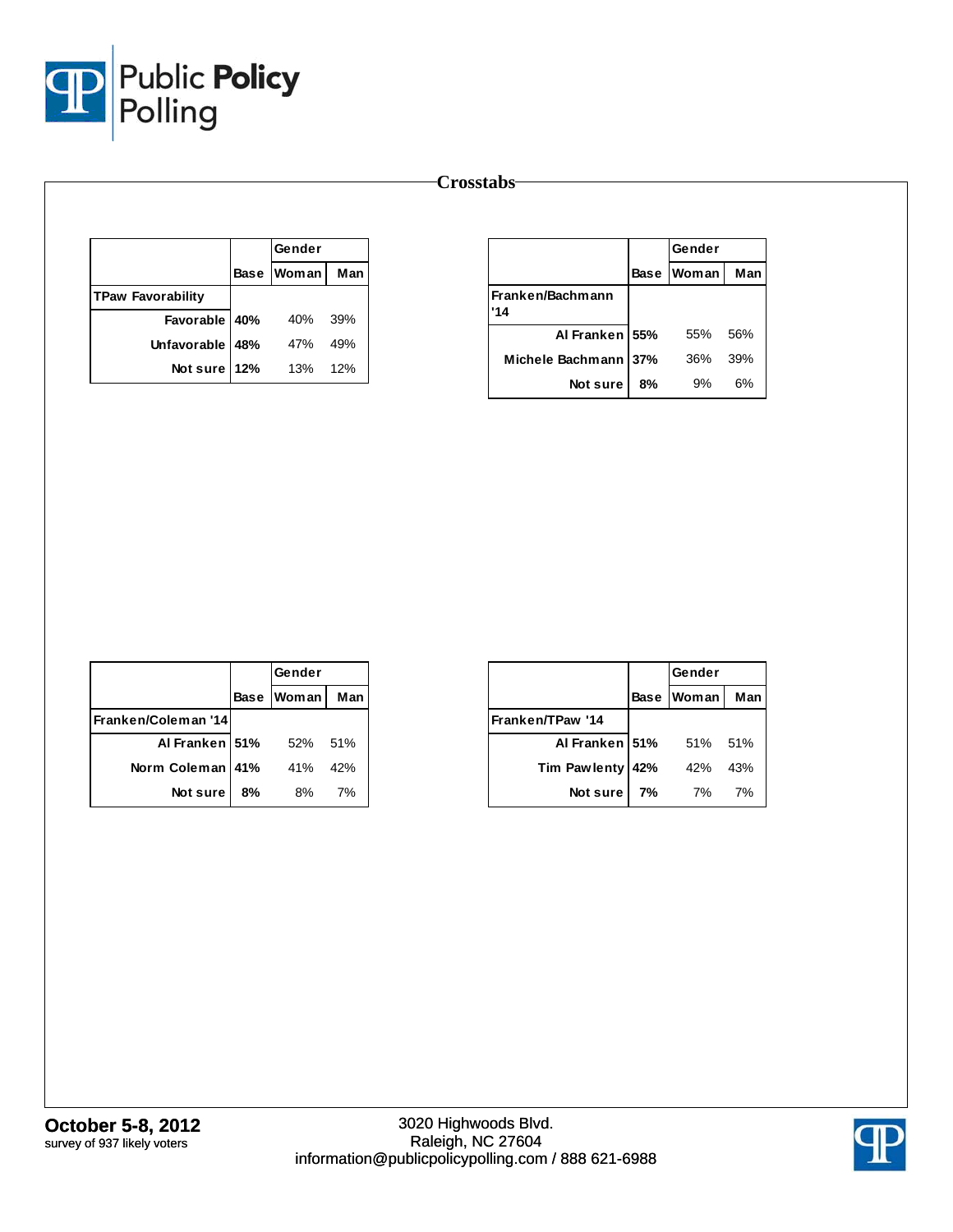# Crosstabs

| | Base | Gender | |
|---|---|---|---|
| | | Woman | Man |
| **TPaw Favorability** | | | |
| Favorable | **40%** | 40% | 39% |
| Unfavorable | **48%** | 47% | 49% |
| Not sure | **12%** | 13% | 12% |

| | Base | Gender | |
|---|---|---|---|
| | | Woman | Man |
| **Franken/Bachmann '14** | | | |
| Al Franken | **55%** | 55% | 56% |
| Michele Bachmann | **37%** | 36% | 39% |
| Not sure | **8%** | 9% | 6% |

| | Base | Gender | |
|---|---|---|---|
| | | Woman | Man |
| **Franken/Coleman '14** | | | |
| Al Franken | **51%** | 52% | 51% |
| Norm Coleman | **41%** | 41% | 42% |
| Not sure | **8%** | 8% | 7% |

| | Base | Gender | |
|---|---|---|---|
| | | Woman | Man |
| **Franken/TPaw '14** | | | |
| Al Franken | **51%** | 51% | 51% |
| Tim Pawlenty | **42%** | 42% | 43% |
| Not sure | **7%** | 7% | 7% |

**October 5-8, 2012**
survey of 937 likely voters

3020 Highwoods Blvd.
Raleigh, NC 27604
information@publicpolicypolling.com / 888 621-6988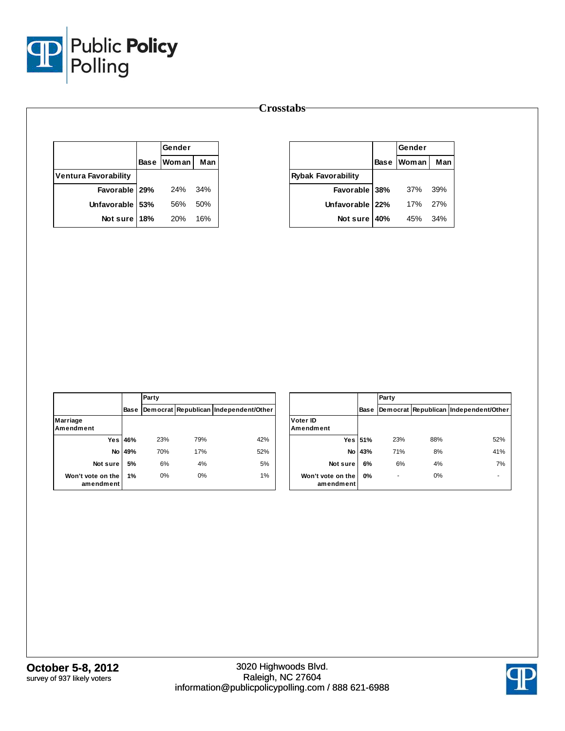Public Policy Polling

# Crosstabs

| | Base | Gender | |
|---|---|---|---|
| | | Woman | Man |
| **Ventura Favorability** | | | |
| Favorable | **29%** | 24% | 34% |
| Unfavorable | **53%** | 56% | 50% |
| Not sure | **18%** | 20% | 16% |

| | Base | Gender | |
|---|---|---|---|
| | | Woman | Man |
| **Rybak Favorability** | | | |
| Favorable | **38%** | 37% | 39% |
| Unfavorable | **22%** | 17% | 27% |
| Not sure | **40%** | 45% | 34% |

| | Base | Party | | |
|---|---|---|---|---|
| | | Democrat | Republican | Independent/Other |
| **Marriage Amendment** | | | | |
| Yes | **46%** | 23% | 79% | 42% |
| No | **49%** | 70% | 17% | 52% |
| Not sure | **5%** | 6% | 4% | 5% |
| Won't vote on the amendment | **1%** | 0% | 0% | 1% |

| | Base | Party | | |
|---|---|---|---|---|
| | | Democrat | Republican | Independent/Other |
| **Voter ID Amendment** | | | | |
| Yes | **51%** | 23% | 88% | 52% |
| No | **43%** | 71% | 8% | 41% |
| Not sure | **6%** | 6% | 4% | 7% |
| Won't vote on the amendment | **0%** | - | 0% | - |

**October 5-8, 2012**
survey of 937 likely voters

3020 Highwoods Blvd.
Raleigh, NC 27604
information@publicpolicypolling.com / 888 621-6988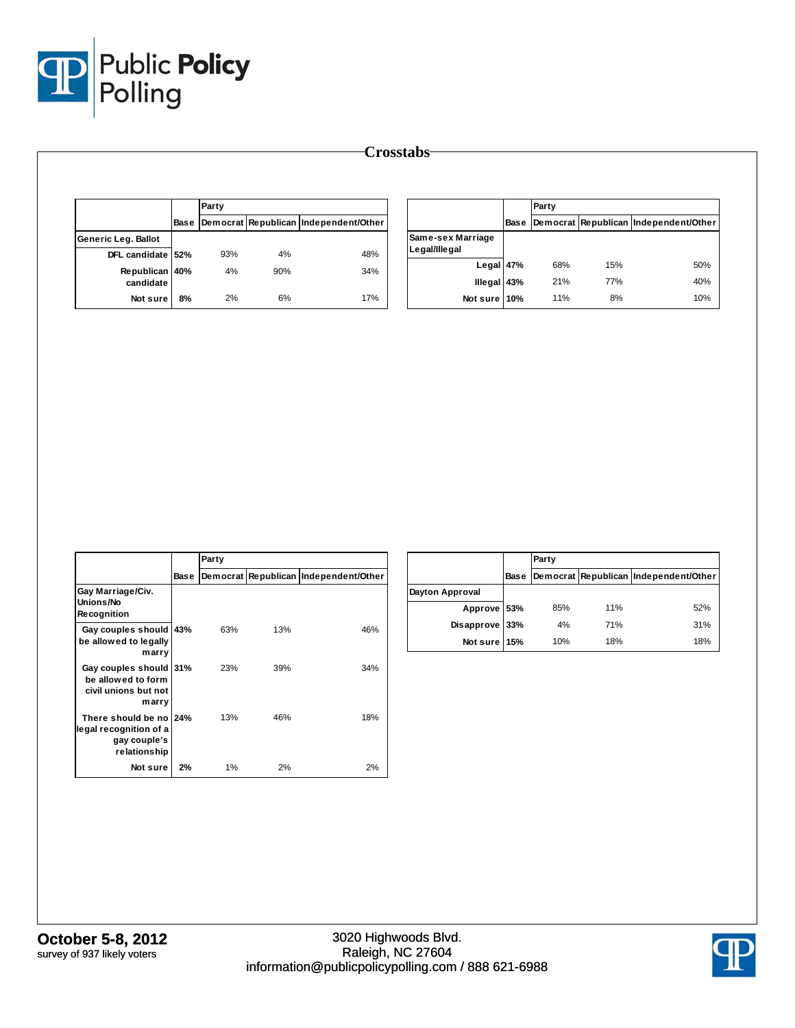# Crosstabs

| | Base | Party | | |
|---|---|---|---|---|
| | | Democrat | Republican | Independent/Other |
| **Generic Leg. Ballot** | | | | |
| DFL candidate | 52% | 93% | 4% | 48% |
| Republican candidate | 40% | 4% | 90% | 34% |
| Not sure | 8% | 2% | 6% | 17% |

| | Base | Party | | |
|---|---|---|---|---|
| | | Democrat | Republican | Independent/Other |
| **Same-sex Marriage Legal/Illegal** | | | | |
| Legal | 47% | 68% | 15% | 50% |
| Illegal | 43% | 21% | 77% | 40% |
| Not sure | 10% | 11% | 8% | 10% |

| | Base | Party | | |
|---|---|---|---|---|
| | | Democrat | Republican | Independent/Other |
| **Gay Marriage/Civ. Unions/No Recognition** | | | | |
| Gay couples should be allowed to legally marry | 43% | 63% | 13% | 46% |
| Gay couples should be allowed to form civil unions but not marry | 31% | 23% | 39% | 34% |
| There should be no legal recognition of a gay couple's relationship | 24% | 13% | 46% | 18% |
| Not sure | 2% | 1% | 2% | 2% |

| | Base | Party | | |
|---|---|---|---|---|
| | | Democrat | Republican | Independent/Other |
| **Dayton Approval** | | | | |
| Approve | 53% | 85% | 11% | 52% |
| Disapprove | 33% | 4% | 71% | 31% |
| Not sure | 15% | 10% | 18% | 18% |

**October 5-8, 2012**
survey of 937 likely voters

3020 Highwoods Blvd.
Raleigh, NC 27604
information@publicpolicypolling.com / 888 621-6988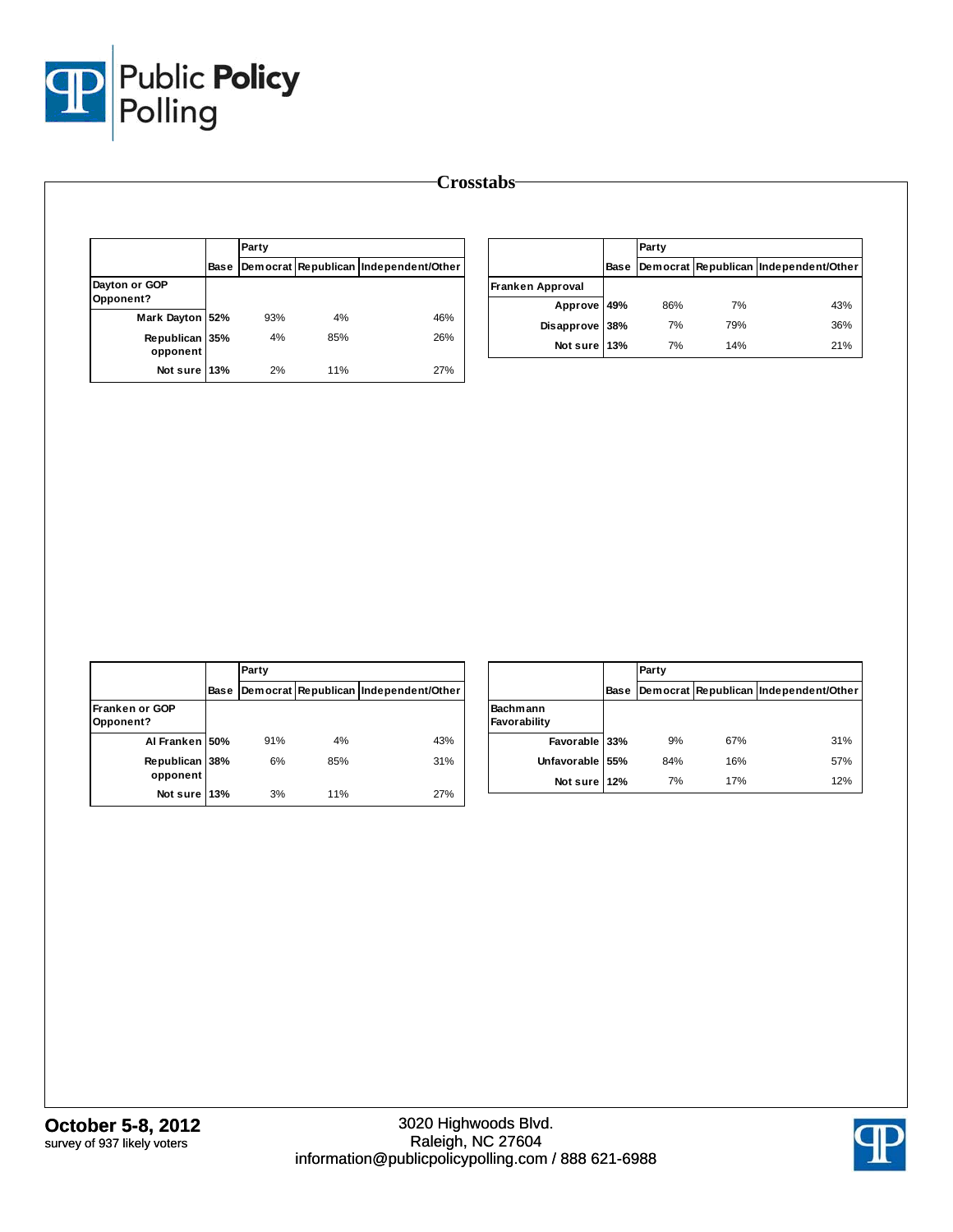# Crosstabs

| Dayton or GOP Opponent? | Base | Party: Democrat | Republican | Independent/Other |
|---|---|---|---|---|
| Mark Dayton | **52%** | 93% | 4% | 46% |
| Republican opponent | **35%** | 4% | 85% | 26% |
| Not sure | **13%** | 2% | 11% | 27% |

| Franken Approval | Base | Party: Democrat | Republican | Independent/Other |
|---|---|---|---|---|
| Approve | **49%** | 86% | 7% | 43% |
| Disapprove | **38%** | 7% | 79% | 36% |
| Not sure | **13%** | 7% | 14% | 21% |

| Franken or GOP Opponent? | Base | Party: Democrat | Republican | Independent/Other |
|---|---|---|---|---|
| Al Franken | **50%** | 91% | 4% | 43% |
| Republican opponent | **38%** | 6% | 85% | 31% |
| Not sure | **13%** | 3% | 11% | 27% |

| Bachmann Favorability | Base | Party: Democrat | Republican | Independent/Other |
|---|---|---|---|---|
| Favorable | **33%** | 9% | 67% | 31% |
| Unfavorable | **55%** | 84% | 16% | 57% |
| Not sure | **12%** | 7% | 17% | 12% |

**October 5-8, 2012**
survey of 937 likely voters

3020 Highwoods Blvd.
Raleigh, NC 27604
information@publicpolicypolling.com / 888 621-6988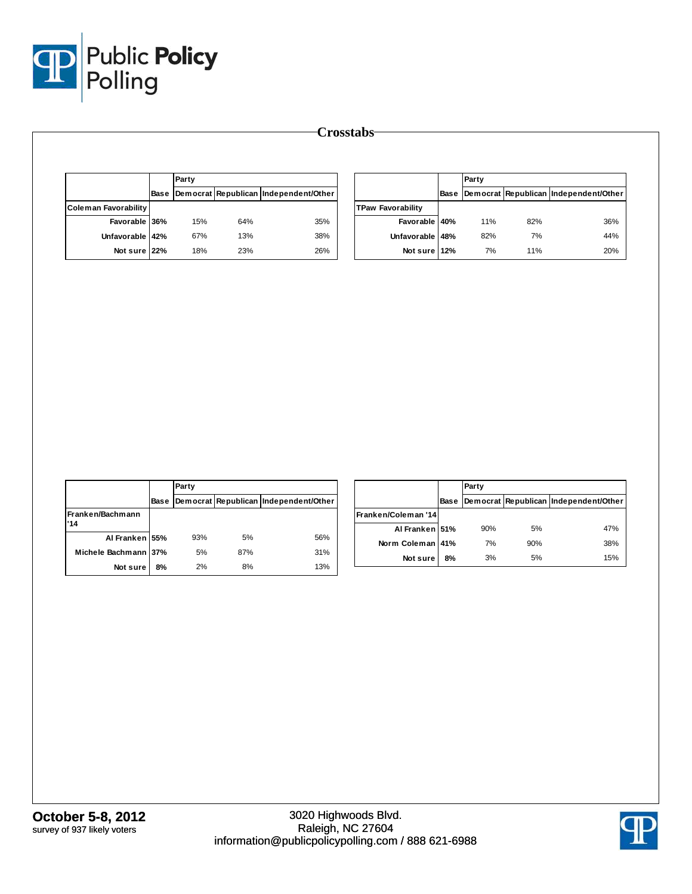# Crosstabs

| | Base | Party | | |
|---|---|---|---|---|
| | | Democrat | Republican | Independent/Other |
| **Coleman Favorability** | | | | |
| Favorable | 36% | 15% | 64% | 35% |
| Unfavorable | 42% | 67% | 13% | 38% |
| Not sure | 22% | 18% | 23% | 26% |

| | Base | Party | | |
|---|---|---|---|---|
| | | Democrat | Republican | Independent/Other |
| **TPaw Favorability** | | | | |
| Favorable | 40% | 11% | 82% | 36% |
| Unfavorable | 48% | 82% | 7% | 44% |
| Not sure | 12% | 7% | 11% | 20% |

| | Base | Party | | |
|---|---|---|---|---|
| | | Democrat | Republican | Independent/Other |
| **Franken/Bachmann '14** | | | | |
| Al Franken | 55% | 93% | 5% | 56% |
| Michele Bachmann | 37% | 5% | 87% | 31% |
| Not sure | 8% | 2% | 8% | 13% |

| | Base | Party | | |
|---|---|---|---|---|
| | | Democrat | Republican | Independent/Other |
| **Franken/Coleman '14** | | | | |
| Al Franken | 51% | 90% | 5% | 47% |
| Norm Coleman | 41% | 7% | 90% | 38% |
| Not sure | 8% | 3% | 5% | 15% |

**October 5-8, 2012**
survey of 937 likely voters

3020 Highwoods Blvd.
Raleigh, NC 27604
information@publicpolicypolling.com / 888 621-6988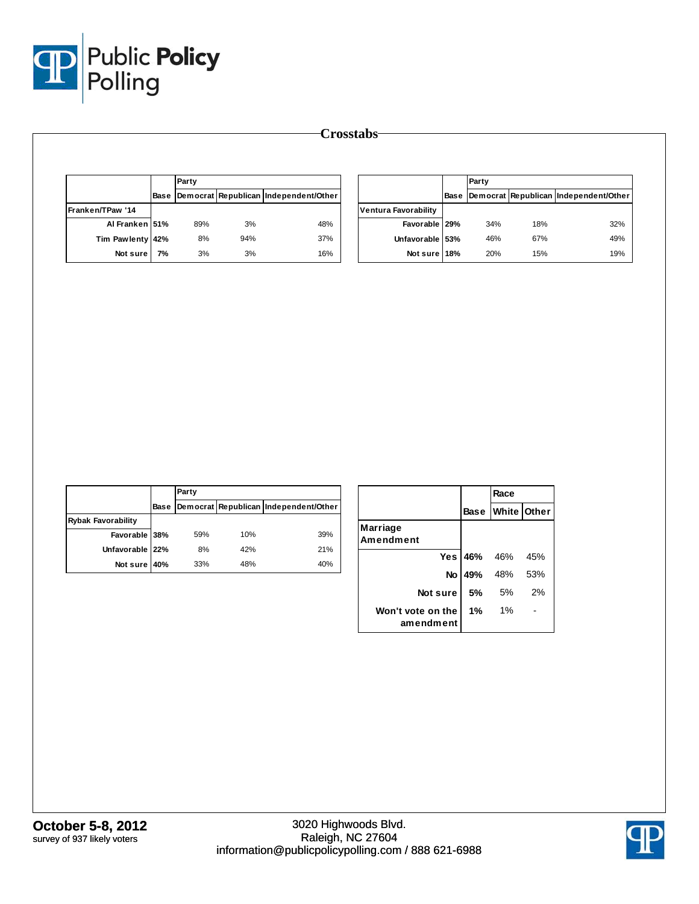# Crosstabs

| | Base | Party | | |
|---|---|---|---|---|
| | | Democrat | Republican | Independent/Other |
| **Franken/TPaw '14** | | | | |
| Al Franken | 51% | 89% | 3% | 48% |
| Tim Pawlenty | 42% | 8% | 94% | 37% |
| Not sure | 7% | 3% | 3% | 16% |

| | Base | Party | | |
|---|---|---|---|---|
| | | Democrat | Republican | Independent/Other |
| **Ventura Favorability** | | | | |
| Favorable | 29% | 34% | 18% | 32% |
| Unfavorable | 53% | 46% | 67% | 49% |
| Not sure | 18% | 20% | 15% | 19% |

| | Base | Party | | |
|---|---|---|---|---|
| | | Democrat | Republican | Independent/Other |
| **Rybak Favorability** | | | | |
| Favorable | 38% | 59% | 10% | 39% |
| Unfavorable | 22% | 8% | 42% | 21% |
| Not sure | 40% | 33% | 48% | 40% |

| | Base | Race | |
|---|---|---|---|
| | | White | Other |
| **Marriage Amendment** | | | |
| Yes | 46% | 46% | 45% |
| No | 49% | 48% | 53% |
| Not sure | 5% | 5% | 2% |
| Won't vote on the amendment | 1% | 1% | - |

**October 5-8, 2012**
survey of 937 likely voters

3020 Highwoods Blvd.
Raleigh, NC 27604
information@publicpolicypolling.com / 888 621-6988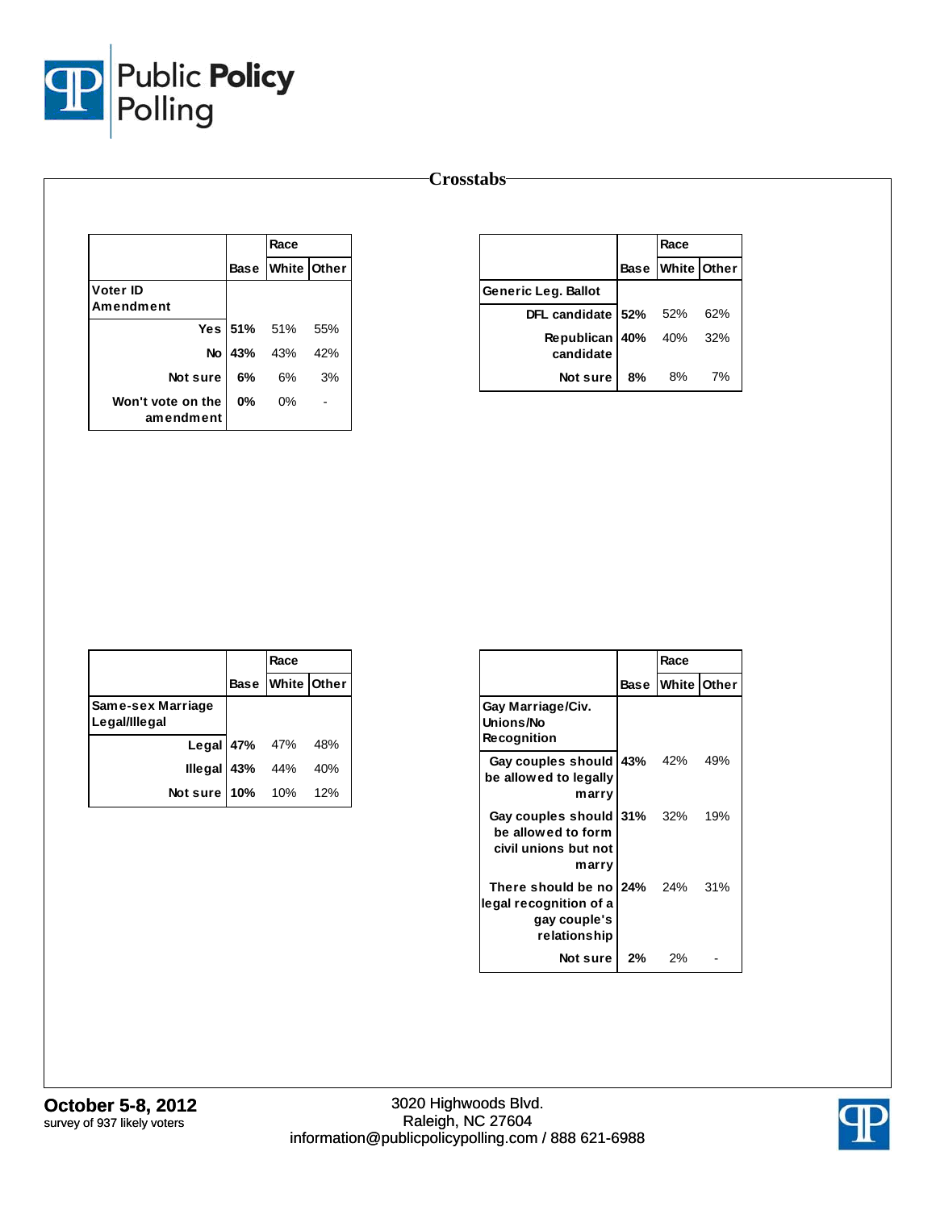## Crosstabs

| | Base | Race | |
|---|---|---|---|
| | | White | Other |
| **Voter ID Amendment** | | | |
| Yes | **51%** | 51% | 55% |
| No | **43%** | 43% | 42% |
| Not sure | **6%** | 6% | 3% |
| Won't vote on the amendment | **0%** | 0% | - |

| | Base | Race | |
|---|---|---|---|
| | | White | Other |
| **Generic Leg. Ballot** | | | |
| DFL candidate | **52%** | 52% | 62% |
| Republican candidate | **40%** | 40% | 32% |
| Not sure | **8%** | 8% | 7% |

| | Base | Race | |
|---|---|---|---|
| | | White | Other |
| **Same-sex Marriage Legal/Illegal** | | | |
| Legal | **47%** | 47% | 48% |
| Illegal | **43%** | 44% | 40% |
| Not sure | **10%** | 10% | 12% |

| | Base | Race | |
|---|---|---|---|
| | | White | Other |
| **Gay Marriage/Civ. Unions/No Recognition** | | | |
| Gay couples should be allowed to legally marry | **43%** | 42% | 49% |
| Gay couples should be allowed to form civil unions but not marry | **31%** | 32% | 19% |
| There should be no legal recognition of a gay couple's relationship | **24%** | 24% | 31% |
| Not sure | **2%** | 2% | - |

**October 5-8, 2012**
survey of 937 likely voters

3020 Highwoods Blvd.
Raleigh, NC 27604
information@publicpolicypolling.com / 888 621-6988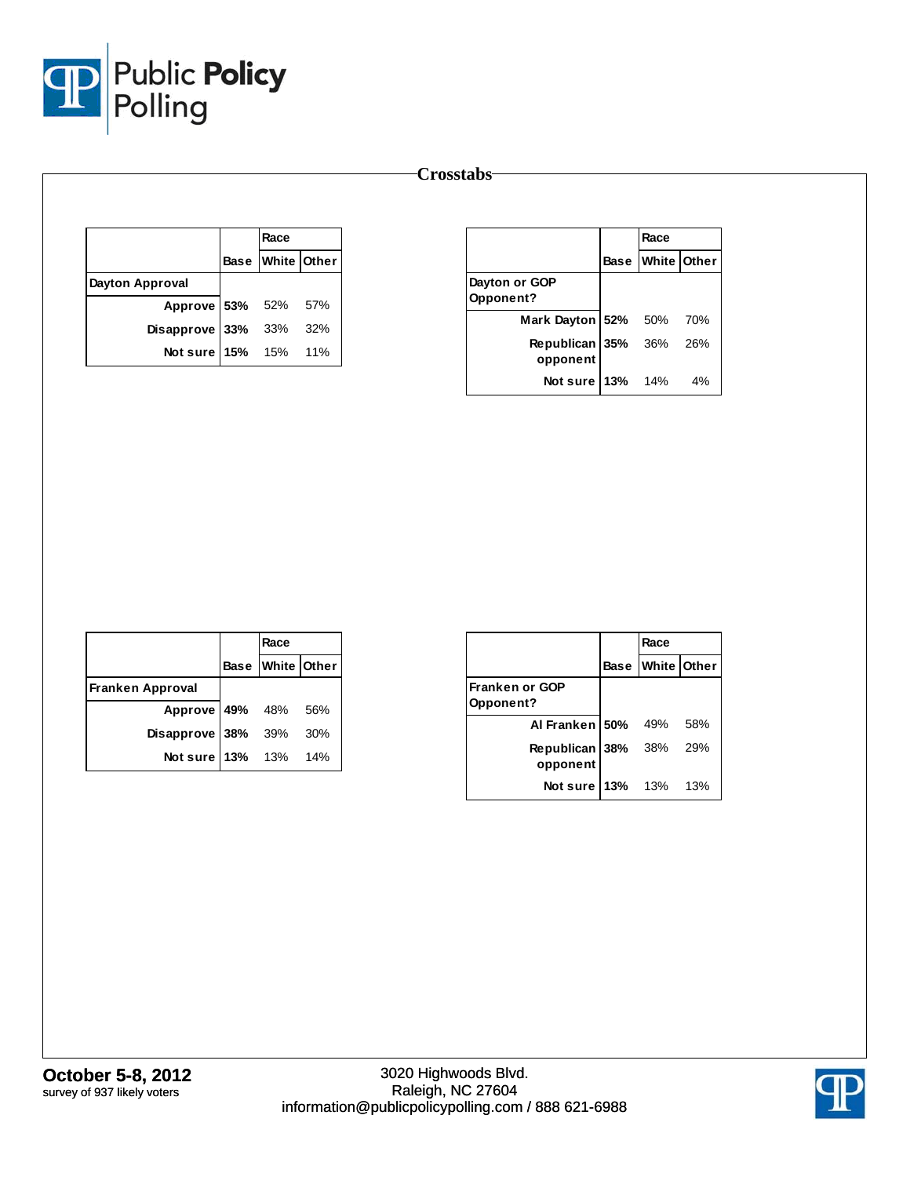# Crosstabs

| | Base | Race | |
|---|---|---|---|
| | | White | Other |
| **Dayton Approval** | | | |
| Approve | **53%** | 52% | 57% |
| Disapprove | **33%** | 33% | 32% |
| Not sure | **15%** | 15% | 11% |

| | Base | Race | |
|---|---|---|---|
| | | White | Other |
| **Dayton or GOP Opponent?** | | | |
| Mark Dayton | **52%** | 50% | 70% |
| Republican opponent | **35%** | 36% | 26% |
| Not sure | **13%** | 14% | 4% |

| | Base | Race | |
|---|---|---|---|
| | | White | Other |
| **Franken Approval** | | | |
| Approve | **49%** | 48% | 56% |
| Disapprove | **38%** | 39% | 30% |
| Not sure | **13%** | 13% | 14% |

| | Base | Race | |
|---|---|---|---|
| | | White | Other |
| **Franken or GOP Opponent?** | | | |
| Al Franken | **50%** | 49% | 58% |
| Republican opponent | **38%** | 38% | 29% |
| Not sure | **13%** | 13% | 13% |

**October 5-8, 2012**
survey of 937 likely voters

3020 Highwoods Blvd.
Raleigh, NC 27604
information@publicpolicypolling.com / 888 621-6988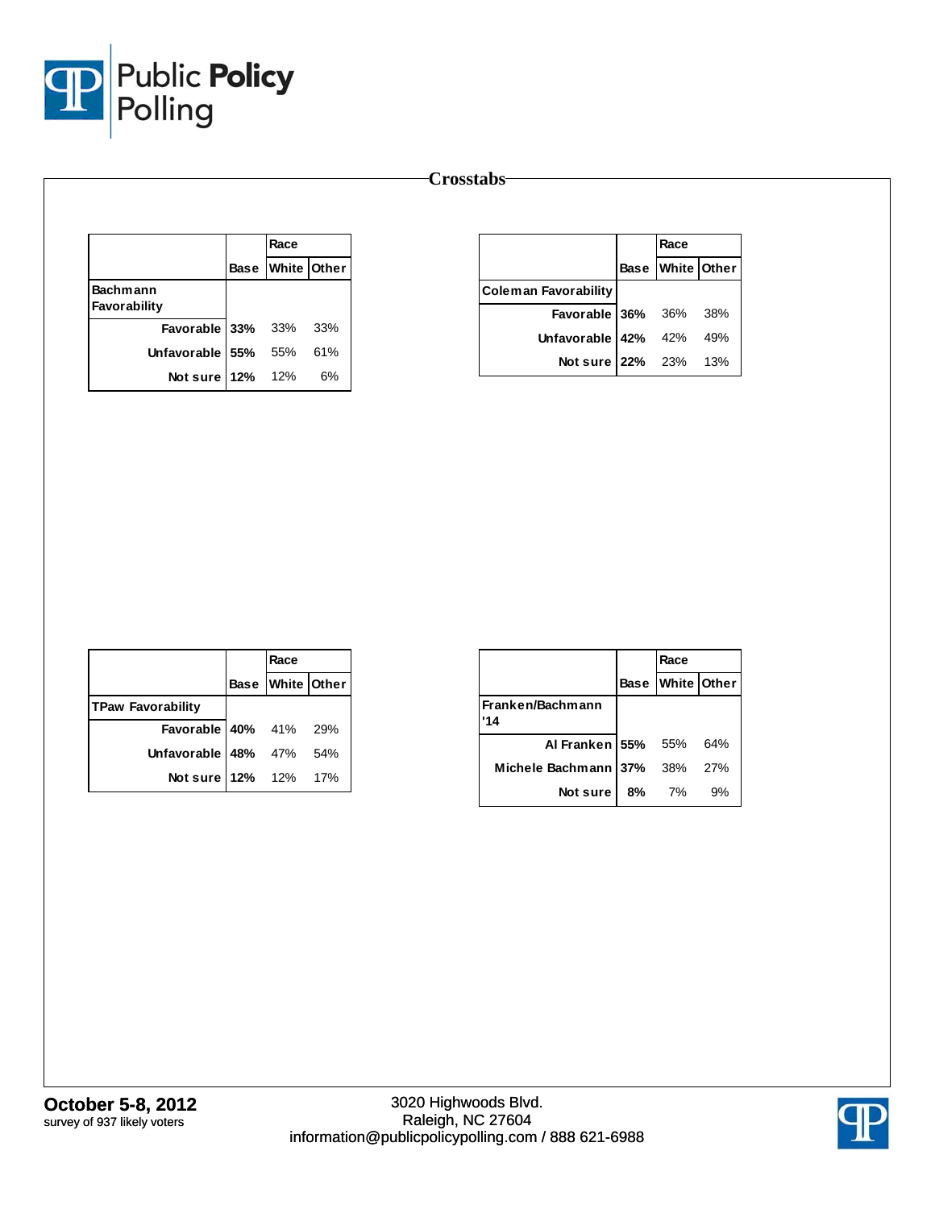# Crosstabs

| | Base | Race | |
|---|---|---|---|
| | | White | Other |
| **Bachmann Favorability** | | | |
| Favorable | **33%** | 33% | 33% |
| Unfavorable | **55%** | 55% | 61% |
| Not sure | **12%** | 12% | 6% |

| | Base | Race | |
|---|---|---|---|
| | | White | Other |
| **Coleman Favorability** | | | |
| Favorable | **36%** | 36% | 38% |
| Unfavorable | **42%** | 42% | 49% |
| Not sure | **22%** | 23% | 13% |

| | Base | Race | |
|---|---|---|---|
| | | White | Other |
| **TPaw Favorability** | | | |
| Favorable | **40%** | 41% | 29% |
| Unfavorable | **48%** | 47% | 54% |
| Not sure | **12%** | 12% | 17% |

| | Base | Race | |
|---|---|---|---|
| | | White | Other |
| **Franken/Bachmann '14** | | | |
| Al Franken | **55%** | 55% | 64% |
| Michele Bachmann | **37%** | 38% | 27% |
| Not sure | **8%** | 7% | 9% |

**October 5-8, 2012**
survey of 937 likely voters

3020 Highwoods Blvd.
Raleigh, NC 27604
information@publicpolicypolling.com / 888 621-6988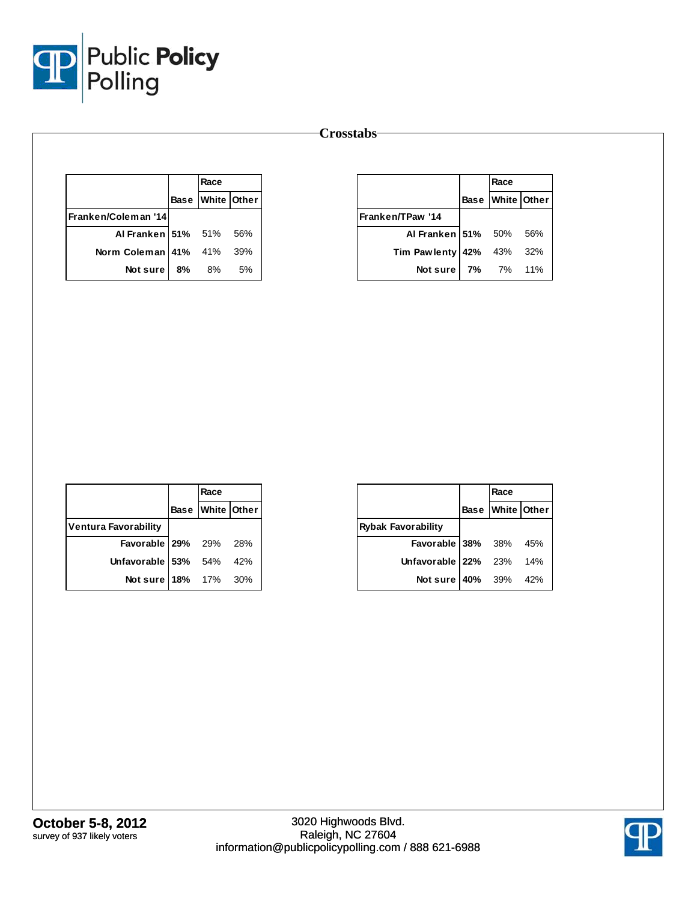## Crosstabs

| | Base | Race | |
|---|---|---|---|
| | | White | Other |
| **Franken/Coleman '14** | | | |
| Al Franken | 51% | 51% | 56% |
| Norm Coleman | 41% | 41% | 39% |
| Not sure | 8% | 8% | 5% |

| | Base | Race | |
|---|---|---|---|
| | | White | Other |
| **Franken/TPaw '14** | | | |
| Al Franken | 51% | 50% | 56% |
| Tim Pawlenty | 42% | 43% | 32% |
| Not sure | 7% | 7% | 11% |

| | Base | Race | |
|---|---|---|---|
| | | White | Other |
| **Ventura Favorability** | | | |
| Favorable | 29% | 29% | 28% |
| Unfavorable | 53% | 54% | 42% |
| Not sure | 18% | 17% | 30% |

| | Base | Race | |
|---|---|---|---|
| | | White | Other |
| **Rybak Favorability** | | | |
| Favorable | 38% | 38% | 45% |
| Unfavorable | 22% | 23% | 14% |
| Not sure | 40% | 39% | 42% |

**October 5-8, 2012**
survey of 937 likely voters

3020 Highwoods Blvd.
Raleigh, NC 27604
information@publicpolicypolling.com / 888 621-6988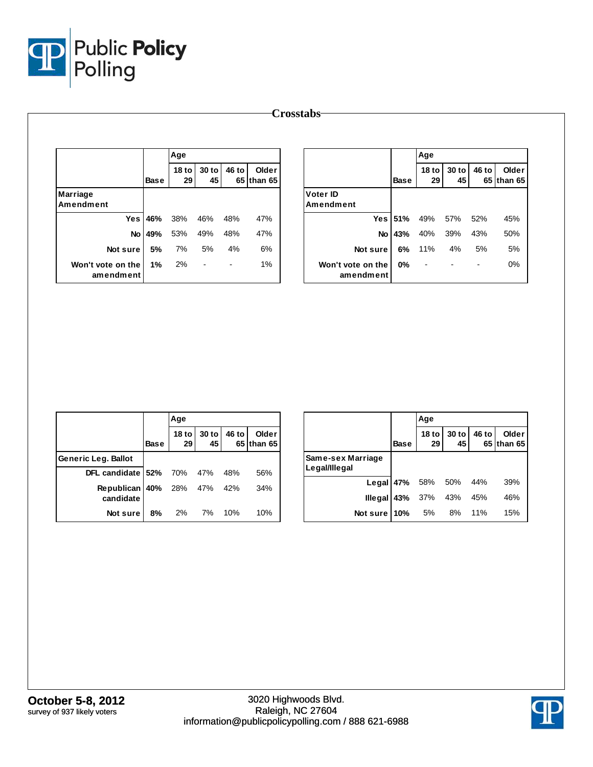## Crosstabs

| | Base | Age | | | |
|---|---|---|---|---|---|
| | | 18 to 29 | 30 to 45 | 46 to 65 | Older than 65 |
| **Marriage Amendment** | | | | | |
| Yes | 46% | 38% | 46% | 48% | 47% |
| No | 49% | 53% | 49% | 48% | 47% |
| Not sure | 5% | 7% | 5% | 4% | 6% |
| Won't vote on the amendment | 1% | 2% | - | - | 1% |

| | Base | Age | | | |
|---|---|---|---|---|---|
| | | 18 to 29 | 30 to 45 | 46 to 65 | Older than 65 |
| **Voter ID Amendment** | | | | | |
| Yes | 51% | 49% | 57% | 52% | 45% |
| No | 43% | 40% | 39% | 43% | 50% |
| Not sure | 6% | 11% | 4% | 5% | 5% |
| Won't vote on the amendment | 0% | - | - | - | 0% |

| | Base | Age | | | |
|---|---|---|---|---|---|
| | | 18 to 29 | 30 to 45 | 46 to 65 | Older than 65 |
| **Generic Leg. Ballot** | | | | | |
| DFL candidate | 52% | 70% | 47% | 48% | 56% |
| Republican candidate | 40% | 28% | 47% | 42% | 34% |
| Not sure | 8% | 2% | 7% | 10% | 10% |

| | Base | Age | | | |
|---|---|---|---|---|---|
| | | 18 to 29 | 30 to 45 | 46 to 65 | Older than 65 |
| **Same-sex Marriage Legal/Illegal** | | | | | |
| Legal | 47% | 58% | 50% | 44% | 39% |
| Illegal | 43% | 37% | 43% | 45% | 46% |
| Not sure | 10% | 5% | 8% | 11% | 15% |

**October 5-8, 2012**
survey of 937 likely voters

3020 Highwoods Blvd.
Raleigh, NC 27604
information@publicpolicypolling.com / 888 621-6988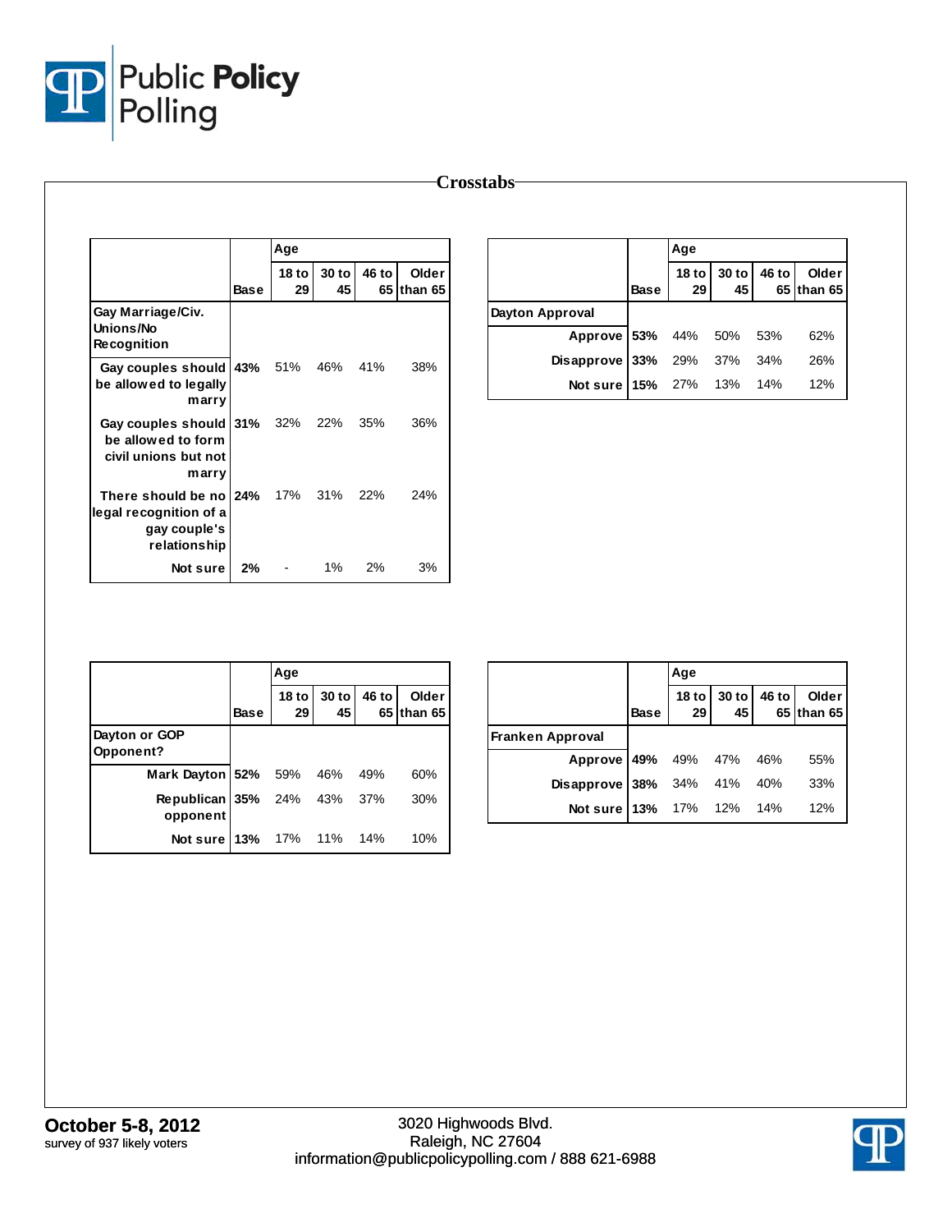## Crosstabs

| | Base | Age: 18 to 29 | Age: 30 to 45 | Age: 46 to 65 | Age: Older than 65 |
|---|---|---|---|---|---|
| **Gay Marriage/Civ. Unions/No Recognition** | | | | | |
| Gay couples should be allowed to legally marry | **43%** | 51% | 46% | 41% | 38% |
| Gay couples should be allowed to form civil unions but not marry | **31%** | 32% | 22% | 35% | 36% |
| There should be no legal recognition of a gay couple's relationship | **24%** | 17% | 31% | 22% | 24% |
| Not sure | **2%** | - | 1% | 2% | 3% |

| | Base | Age: 18 to 29 | Age: 30 to 45 | Age: 46 to 65 | Age: Older than 65 |
|---|---|---|---|---|---|
| **Dayton Approval** | | | | | |
| Approve | **53%** | 44% | 50% | 53% | 62% |
| Disapprove | **33%** | 29% | 37% | 34% | 26% |
| Not sure | **15%** | 27% | 13% | 14% | 12% |

| | Base | Age: 18 to 29 | Age: 30 to 45 | Age: 46 to 65 | Age: Older than 65 |
|---|---|---|---|---|---|
| **Dayton or GOP Opponent?** | | | | | |
| Mark Dayton | **52%** | 59% | 46% | 49% | 60% |
| Republican opponent | **35%** | 24% | 43% | 37% | 30% |
| Not sure | **13%** | 17% | 11% | 14% | 10% |

| | Base | Age: 18 to 29 | Age: 30 to 45 | Age: 46 to 65 | Age: Older than 65 |
|---|---|---|---|---|---|
| **Franken Approval** | | | | | |
| Approve | **49%** | 49% | 47% | 46% | 55% |
| Disapprove | **38%** | 34% | 41% | 40% | 33% |
| Not sure | **13%** | 17% | 12% | 14% | 12% |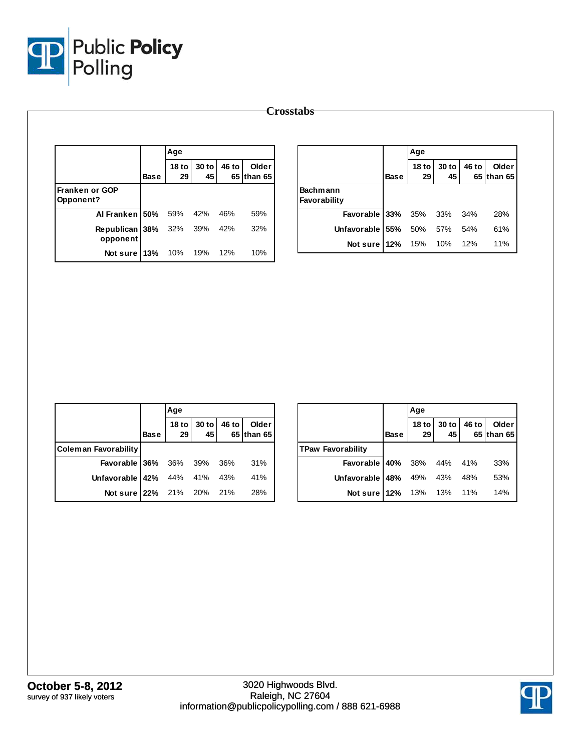## Crosstabs

| | | Age | | | |
|---|---|---|---|---|---|
| | Base | 18 to 29 | 30 to 45 | 46 to 65 | Older than 65 |
| **Franken or GOP Opponent?** | | | | | |
| Al Franken | 50% | 59% | 42% | 46% | 59% |
| Republican opponent | 38% | 32% | 39% | 42% | 32% |
| Not sure | 13% | 10% | 19% | 12% | 10% |

| | | Age | | | |
|---|---|---|---|---|---|
| | Base | 18 to 29 | 30 to 45 | 46 to 65 | Older than 65 |
| **Bachmann Favorability** | | | | | |
| Favorable | 33% | 35% | 33% | 34% | 28% |
| Unfavorable | 55% | 50% | 57% | 54% | 61% |
| Not sure | 12% | 15% | 10% | 12% | 11% |

| | | Age | | | |
|---|---|---|---|---|---|
| | Base | 18 to 29 | 30 to 45 | 46 to 65 | Older than 65 |
| **Coleman Favorability** | | | | | |
| Favorable | 36% | 36% | 39% | 36% | 31% |
| Unfavorable | 42% | 44% | 41% | 43% | 41% |
| Not sure | 22% | 21% | 20% | 21% | 28% |

| | | Age | | | |
|---|---|---|---|---|---|
| | Base | 18 to 29 | 30 to 45 | 46 to 65 | Older than 65 |
| **TPaw Favorability** | | | | | |
| Favorable | 40% | 38% | 44% | 41% | 33% |
| Unfavorable | 48% | 49% | 43% | 48% | 53% |
| Not sure | 12% | 13% | 13% | 11% | 14% |

**October 5-8, 2012**
survey of 937 likely voters

3020 Highwoods Blvd.
Raleigh, NC 27604
information@publicpolicypolling.com / 888 621-6988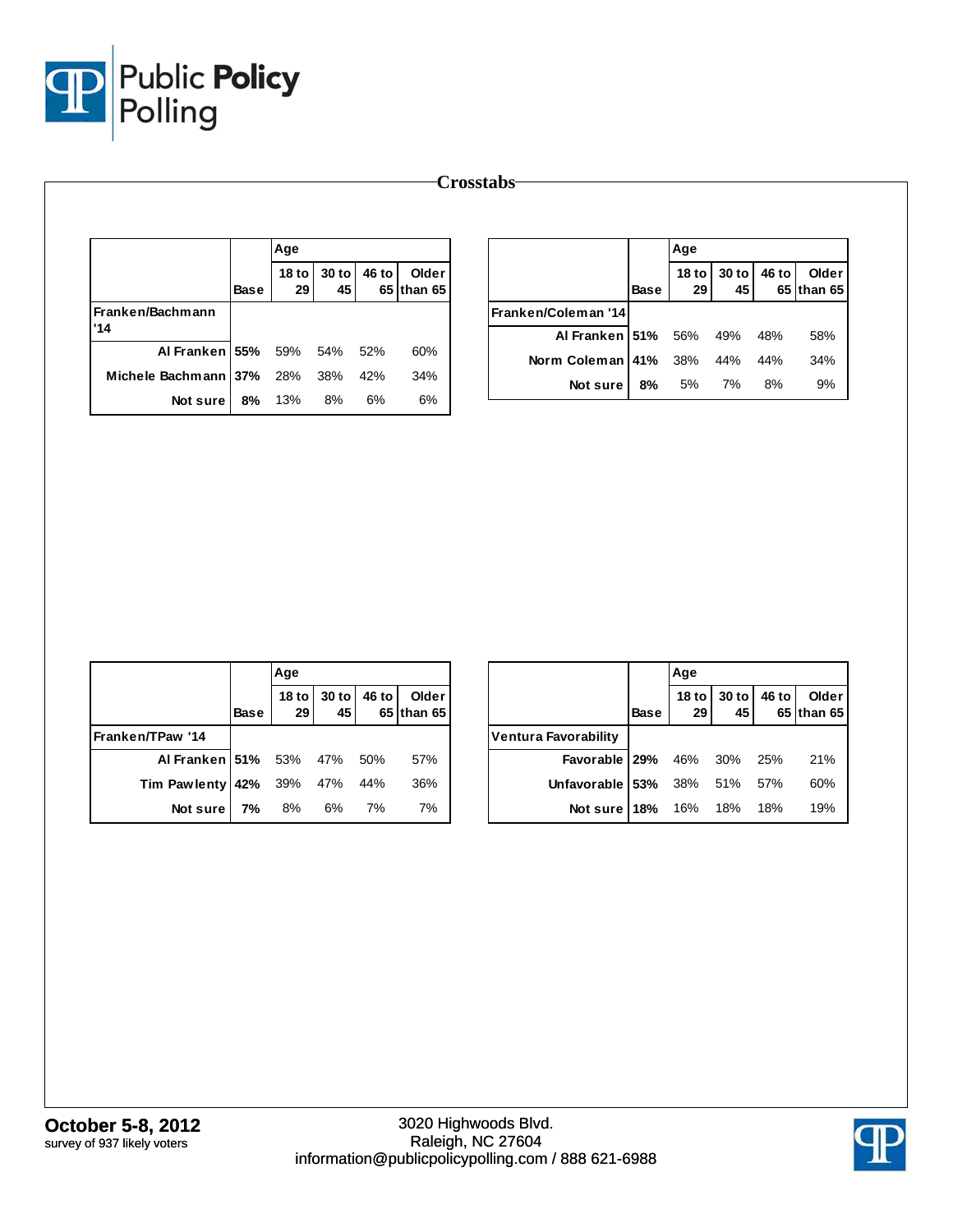# Crosstabs

| | Base | Age | | | |
|---|---|---|---|---|---|
| | | 18 to 29 | 30 to 45 | 46 to 65 | Older than 65 |
| **Franken/Bachmann '14** | | | | | |
| Al Franken | 55% | 59% | 54% | 52% | 60% |
| Michele Bachmann | 37% | 28% | 38% | 42% | 34% |
| Not sure | 8% | 13% | 8% | 6% | 6% |

| | Base | Age | | | |
|---|---|---|---|---|---|
| | | 18 to 29 | 30 to 45 | 46 to 65 | Older than 65 |
| **Franken/Coleman '14** | | | | | |
| Al Franken | 51% | 56% | 49% | 48% | 58% |
| Norm Coleman | 41% | 38% | 44% | 44% | 34% |
| Not sure | 8% | 5% | 7% | 8% | 9% |

| | Base | Age | | | |
|---|---|---|---|---|---|
| | | 18 to 29 | 30 to 45 | 46 to 65 | Older than 65 |
| **Franken/TPaw '14** | | | | | |
| Al Franken | 51% | 53% | 47% | 50% | 57% |
| Tim Pawlenty | 42% | 39% | 47% | 44% | 36% |
| Not sure | 7% | 8% | 6% | 7% | 7% |

| | Base | Age | | | |
|---|---|---|---|---|---|
| | | 18 to 29 | 30 to 45 | 46 to 65 | Older than 65 |
| **Ventura Favorability** | | | | | |
| Favorable | 29% | 46% | 30% | 25% | 21% |
| Unfavorable | 53% | 38% | 51% | 57% | 60% |
| Not sure | 18% | 16% | 18% | 18% | 19% |

**October 5-8, 2012**
survey of 937 likely voters

3020 Highwoods Blvd.
Raleigh, NC 27604
information@publicpolicypolling.com / 888 621-6988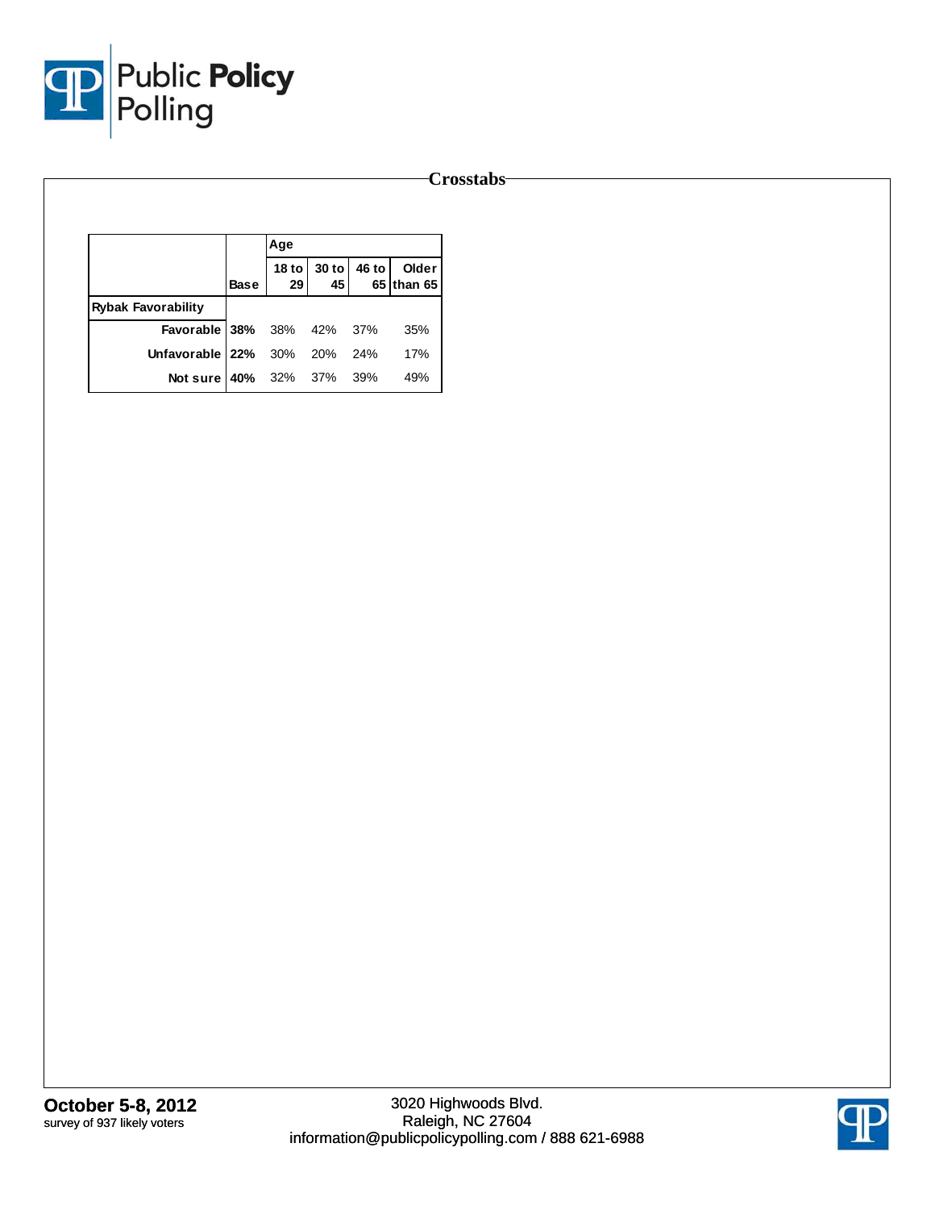## Crosstabs

| | Base | Age | | | |
|---|---|---|---|---|---|
| | | 18 to 29 | 30 to 45 | 46 to 65 | Older than 65 |
| **Rybak Favorability** | | | | | |
| Favorable | **38%** | 38% | 42% | 37% | 35% |
| Unfavorable | **22%** | 30% | 20% | 24% | 17% |
| Not sure | **40%** | 32% | 37% | 39% | 49% |

**October 5-8, 2012**
survey of 937 likely voters

3020 Highwoods Blvd.
Raleigh, NC 27604
information@publicpolicypolling.com / 888 621-6988